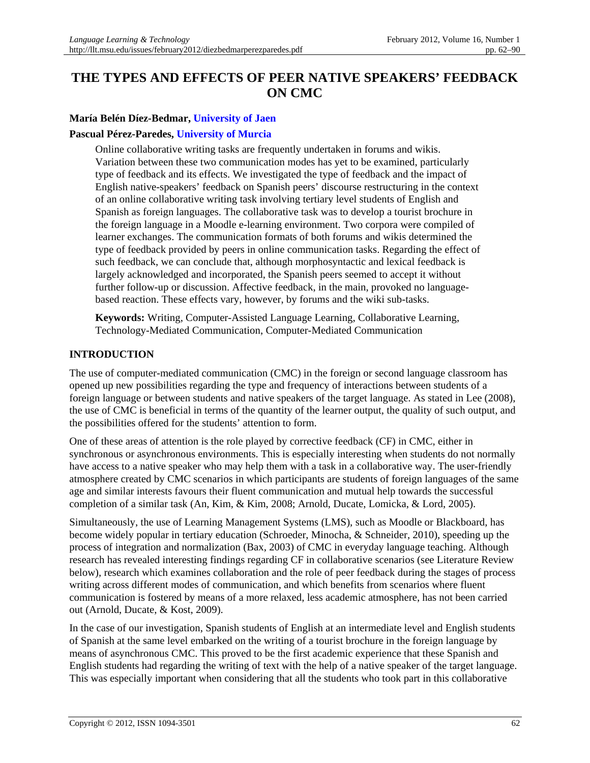# THE TYPES AND EFFECTS OF PEER NATIVE SPEAKERS' FEEDBACK ON CMC

**María Belén Díez-Bedmar, University of Jaen**

**Pascual Pérez-Paredes, University of Murcia**

Online collaborative writing tasks are frequently undertaken in forums and wikis. Variation between these two communication modes has yet to be examined, particularly type of feedback and its effects. We investigated the type of feedback and the impact of English native-speakers' feedback on Spanish peers' discourse restructuring in the context of an online collaborative writing task involving tertiary level students of English and Spanish as foreign languages. The collaborative task was to develop a tourist brochure in the foreign language in a Moodle e-learning environment. Two corpora were compiled of learner exchanges. The communication formats of both forums and wikis determined the type of feedback provided by peers in online communication tasks. Regarding the effect of such feedback, we can conclude that, although morphosyntactic and lexical feedback is largely acknowledged and incorporated, the Spanish peers seemed to accept it without further follow-up or discussion. Affective feedback, in the main, provoked no language-based reaction. These effects vary, however, by forums and the wiki sub-tasks.

**Keywords:** Writing, Computer-Assisted Language Learning, Collaborative Learning, Technology-Mediated Communication, Computer-Mediated Communication

## INTRODUCTION

The use of computer-mediated communication (CMC) in the foreign or second language classroom has opened up new possibilities regarding the type and frequency of interactions between students of a foreign language or between students and native speakers of the target language. As stated in Lee (2008), the use of CMC is beneficial in terms of the quantity of the learner output, the quality of such output, and the possibilities offered for the students' attention to form.

One of these areas of attention is the role played by corrective feedback (CF) in CMC, either in synchronous or asynchronous environments. This is especially interesting when students do not normally have access to a native speaker who may help them with a task in a collaborative way. The user-friendly atmosphere created by CMC scenarios in which participants are students of foreign languages of the same age and similar interests favours their fluent communication and mutual help towards the successful completion of a similar task (An, Kim, & Kim, 2008; Arnold, Ducate, Lomicka, & Lord, 2005).

Simultaneously, the use of Learning Management Systems (LMS), such as Moodle or Blackboard, has become widely popular in tertiary education (Schroeder, Minocha, & Schneider, 2010), speeding up the process of integration and normalization (Bax, 2003) of CMC in everyday language teaching. Although research has revealed interesting findings regarding CF in collaborative scenarios (see Literature Review below), research which examines collaboration and the role of peer feedback during the stages of process writing across different modes of communication, and which benefits from scenarios where fluent communication is fostered by means of a more relaxed, less academic atmosphere, has not been carried out (Arnold, Ducate, & Kost, 2009).

In the case of our investigation, Spanish students of English at an intermediate level and English students of Spanish at the same level embarked on the writing of a tourist brochure in the foreign language by means of asynchronous CMC. This proved to be the first academic experience that these Spanish and English students had regarding the writing of text with the help of a native speaker of the target language. This was especially important when considering that all the students who took part in this collaborative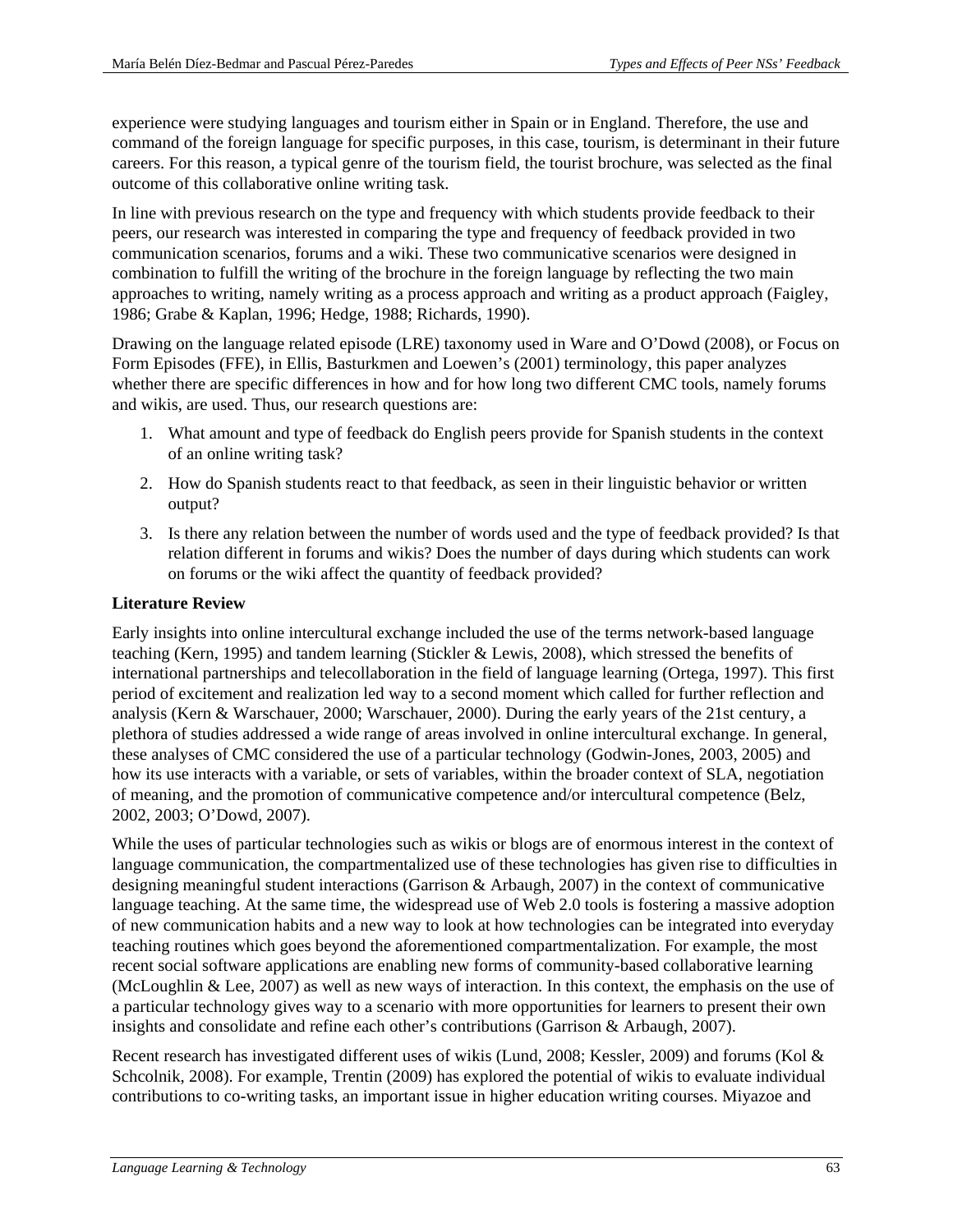experience were studying languages and tourism either in Spain or in England. Therefore, the use and command of the foreign language for specific purposes, in this case, tourism, is determinant in their future careers. For this reason, a typical genre of the tourism field, the tourist brochure, was selected as the final outcome of this collaborative online writing task.

In line with previous research on the type and frequency with which students provide feedback to their peers, our research was interested in comparing the type and frequency of feedback provided in two communication scenarios, forums and a wiki. These two communicative scenarios were designed in combination to fulfill the writing of the brochure in the foreign language by reflecting the two main approaches to writing, namely writing as a process approach and writing as a product approach (Faigley, 1986; Grabe & Kaplan, 1996; Hedge, 1988; Richards, 1990).

Drawing on the language related episode (LRE) taxonomy used in Ware and O'Dowd (2008), or Focus on Form Episodes (FFE), in Ellis, Basturkmen and Loewen's (2001) terminology, this paper analyzes whether there are specific differences in how and for how long two different CMC tools, namely forums and wikis, are used. Thus, our research questions are:

1. What amount and type of feedback do English peers provide for Spanish students in the context of an online writing task?
2. How do Spanish students react to that feedback, as seen in their linguistic behavior or written output?
3. Is there any relation between the number of words used and the type of feedback provided? Is that relation different in forums and wikis? Does the number of days during which students can work on forums or the wiki affect the quantity of feedback provided?

## Literature Review

Early insights into online intercultural exchange included the use of the terms network-based language teaching (Kern, 1995) and tandem learning (Stickler & Lewis, 2008), which stressed the benefits of international partnerships and telecollaboration in the field of language learning (Ortega, 1997). This first period of excitement and realization led way to a second moment which called for further reflection and analysis (Kern & Warschauer, 2000; Warschauer, 2000). During the early years of the 21st century, a plethora of studies addressed a wide range of areas involved in online intercultural exchange. In general, these analyses of CMC considered the use of a particular technology (Godwin-Jones, 2003, 2005) and how its use interacts with a variable, or sets of variables, within the broader context of SLA, negotiation of meaning, and the promotion of communicative competence and/or intercultural competence (Belz, 2002, 2003; O'Dowd, 2007).

While the uses of particular technologies such as wikis or blogs are of enormous interest in the context of language communication, the compartmentalized use of these technologies has given rise to difficulties in designing meaningful student interactions (Garrison & Arbaugh, 2007) in the context of communicative language teaching. At the same time, the widespread use of Web 2.0 tools is fostering a massive adoption of new communication habits and a new way to look at how technologies can be integrated into everyday teaching routines which goes beyond the aforementioned compartmentalization. For example, the most recent social software applications are enabling new forms of community-based collaborative learning (McLoughlin & Lee, 2007) as well as new ways of interaction. In this context, the emphasis on the use of a particular technology gives way to a scenario with more opportunities for learners to present their own insights and consolidate and refine each other's contributions (Garrison & Arbaugh, 2007).

Recent research has investigated different uses of wikis (Lund, 2008; Kessler, 2009) and forums (Kol & Schcolnik, 2008). For example, Trentin (2009) has explored the potential of wikis to evaluate individual contributions to co-writing tasks, an important issue in higher education writing courses. Miyazoe and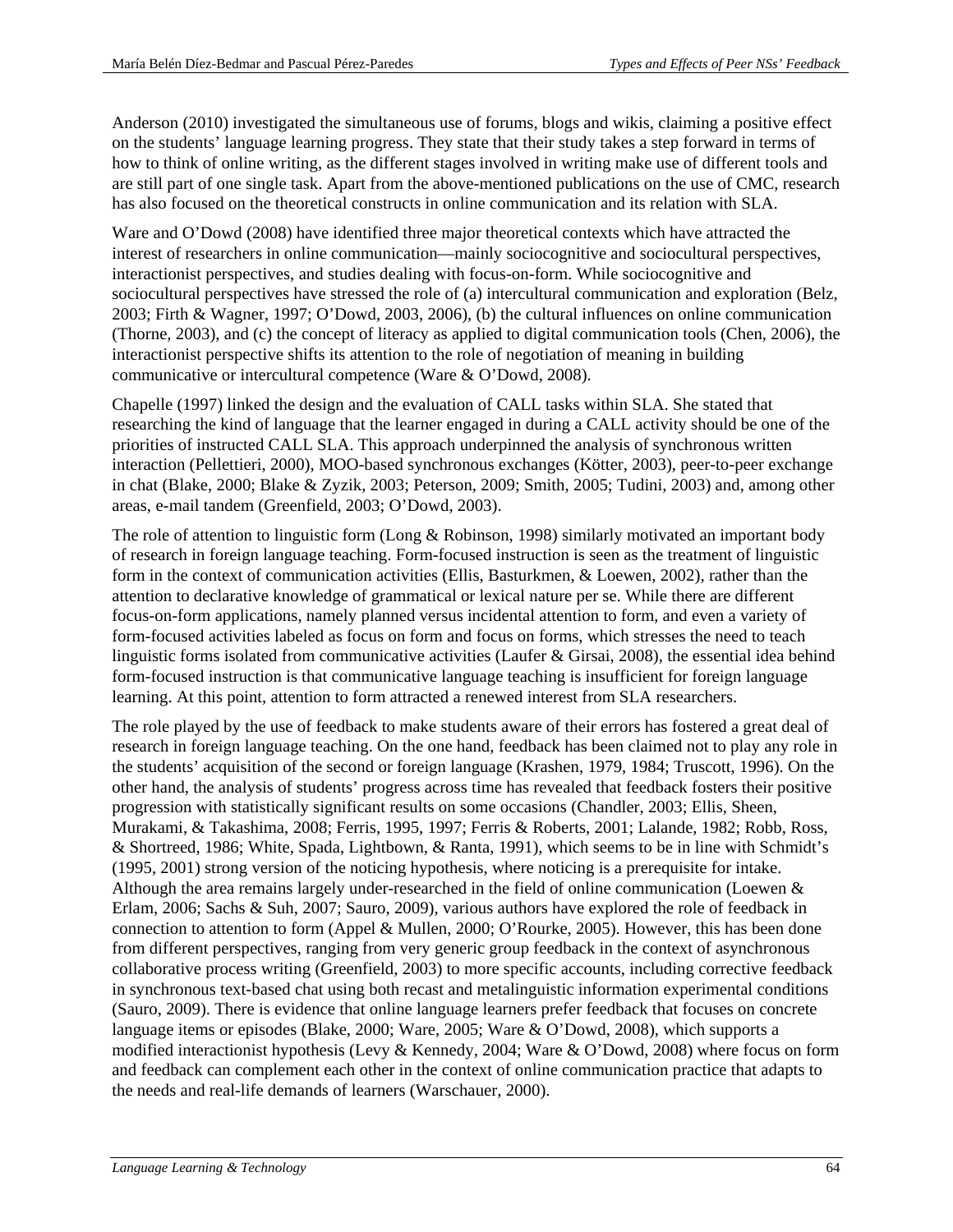Anderson (2010) investigated the simultaneous use of forums, blogs and wikis, claiming a positive effect on the students' language learning progress. They state that their study takes a step forward in terms of how to think of online writing, as the different stages involved in writing make use of different tools and are still part of one single task. Apart from the above-mentioned publications on the use of CMC, research has also focused on the theoretical constructs in online communication and its relation with SLA.

Ware and O'Dowd (2008) have identified three major theoretical contexts which have attracted the interest of researchers in online communication—mainly sociocognitive and sociocultural perspectives, interactionist perspectives, and studies dealing with focus-on-form. While sociocognitive and sociocultural perspectives have stressed the role of (a) intercultural communication and exploration (Belz, 2003; Firth & Wagner, 1997; O'Dowd, 2003, 2006), (b) the cultural influences on online communication (Thorne, 2003), and (c) the concept of literacy as applied to digital communication tools (Chen, 2006), the interactionist perspective shifts its attention to the role of negotiation of meaning in building communicative or intercultural competence (Ware & O'Dowd, 2008).

Chapelle (1997) linked the design and the evaluation of CALL tasks within SLA. She stated that researching the kind of language that the learner engaged in during a CALL activity should be one of the priorities of instructed CALL SLA. This approach underpinned the analysis of synchronous written interaction (Pellettieri, 2000), MOO-based synchronous exchanges (Kötter, 2003), peer-to-peer exchange in chat (Blake, 2000; Blake & Zyzik, 2003; Peterson, 2009; Smith, 2005; Tudini, 2003) and, among other areas, e-mail tandem (Greenfield, 2003; O'Dowd, 2003).

The role of attention to linguistic form (Long & Robinson, 1998) similarly motivated an important body of research in foreign language teaching. Form-focused instruction is seen as the treatment of linguistic form in the context of communication activities (Ellis, Basturkmen, & Loewen, 2002), rather than the attention to declarative knowledge of grammatical or lexical nature per se. While there are different focus-on-form applications, namely planned versus incidental attention to form, and even a variety of form-focused activities labeled as focus on form and focus on forms, which stresses the need to teach linguistic forms isolated from communicative activities (Laufer & Girsai, 2008), the essential idea behind form-focused instruction is that communicative language teaching is insufficient for foreign language learning. At this point, attention to form attracted a renewed interest from SLA researchers.

The role played by the use of feedback to make students aware of their errors has fostered a great deal of research in foreign language teaching. On the one hand, feedback has been claimed not to play any role in the students' acquisition of the second or foreign language (Krashen, 1979, 1984; Truscott, 1996). On the other hand, the analysis of students' progress across time has revealed that feedback fosters their positive progression with statistically significant results on some occasions (Chandler, 2003; Ellis, Sheen, Murakami, & Takashima, 2008; Ferris, 1995, 1997; Ferris & Roberts, 2001; Lalande, 1982; Robb, Ross, & Shortreed, 1986; White, Spada, Lightbown, & Ranta, 1991), which seems to be in line with Schmidt's (1995, 2001) strong version of the noticing hypothesis, where noticing is a prerequisite for intake. Although the area remains largely under-researched in the field of online communication (Loewen & Erlam, 2006; Sachs & Suh, 2007; Sauro, 2009), various authors have explored the role of feedback in connection to attention to form (Appel & Mullen, 2000; O'Rourke, 2005). However, this has been done from different perspectives, ranging from very generic group feedback in the context of asynchronous collaborative process writing (Greenfield, 2003) to more specific accounts, including corrective feedback in synchronous text-based chat using both recast and metalinguistic information experimental conditions (Sauro, 2009). There is evidence that online language learners prefer feedback that focuses on concrete language items or episodes (Blake, 2000; Ware, 2005; Ware & O'Dowd, 2008), which supports a modified interactionist hypothesis (Levy & Kennedy, 2004; Ware & O'Dowd, 2008) where focus on form and feedback can complement each other in the context of online communication practice that adapts to the needs and real-life demands of learners (Warschauer, 2000).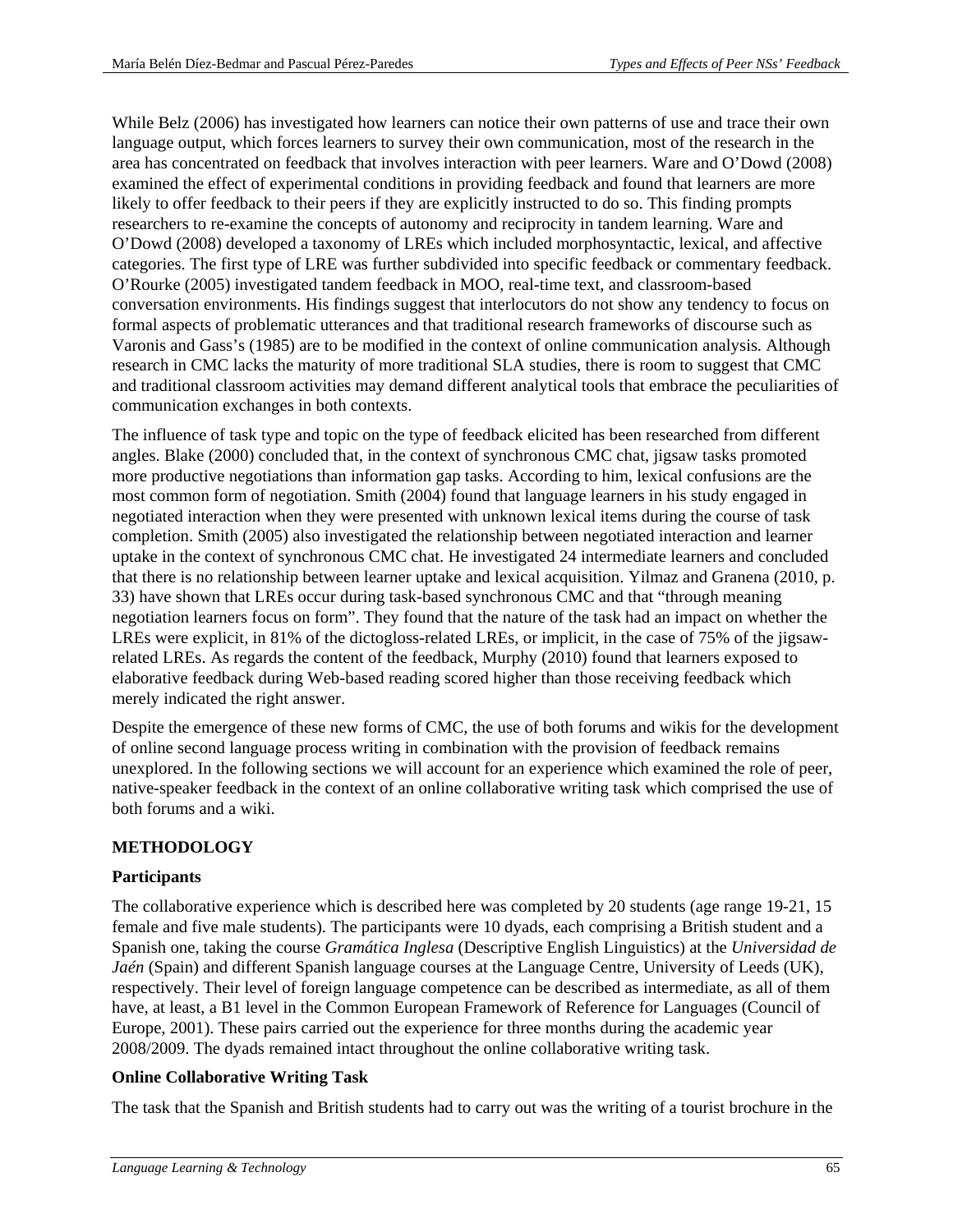While Belz (2006) has investigated how learners can notice their own patterns of use and trace their own language output, which forces learners to survey their own communication, most of the research in the area has concentrated on feedback that involves interaction with peer learners. Ware and O'Dowd (2008) examined the effect of experimental conditions in providing feedback and found that learners are more likely to offer feedback to their peers if they are explicitly instructed to do so. This finding prompts researchers to re-examine the concepts of autonomy and reciprocity in tandem learning. Ware and O'Dowd (2008) developed a taxonomy of LREs which included morphosyntactic, lexical, and affective categories. The first type of LRE was further subdivided into specific feedback or commentary feedback. O'Rourke (2005) investigated tandem feedback in MOO, real-time text, and classroom-based conversation environments. His findings suggest that interlocutors do not show any tendency to focus on formal aspects of problematic utterances and that traditional research frameworks of discourse such as Varonis and Gass's (1985) are to be modified in the context of online communication analysis. Although research in CMC lacks the maturity of more traditional SLA studies, there is room to suggest that CMC and traditional classroom activities may demand different analytical tools that embrace the peculiarities of communication exchanges in both contexts.

The influence of task type and topic on the type of feedback elicited has been researched from different angles. Blake (2000) concluded that, in the context of synchronous CMC chat, jigsaw tasks promoted more productive negotiations than information gap tasks. According to him, lexical confusions are the most common form of negotiation. Smith (2004) found that language learners in his study engaged in negotiated interaction when they were presented with unknown lexical items during the course of task completion. Smith (2005) also investigated the relationship between negotiated interaction and learner uptake in the context of synchronous CMC chat. He investigated 24 intermediate learners and concluded that there is no relationship between learner uptake and lexical acquisition. Yilmaz and Granena (2010, p. 33) have shown that LREs occur during task-based synchronous CMC and that "through meaning negotiation learners focus on form". They found that the nature of the task had an impact on whether the LREs were explicit, in 81% of the dictogloss-related LREs, or implicit, in the case of 75% of the jigsaw-related LREs. As regards the content of the feedback, Murphy (2010) found that learners exposed to elaborative feedback during Web-based reading scored higher than those receiving feedback which merely indicated the right answer.

Despite the emergence of these new forms of CMC, the use of both forums and wikis for the development of online second language process writing in combination with the provision of feedback remains unexplored. In the following sections we will account for an experience which examined the role of peer, native-speaker feedback in the context of an online collaborative writing task which comprised the use of both forums and a wiki.

## METHODOLOGY

### Participants

The collaborative experience which is described here was completed by 20 students (age range 19-21, 15 female and five male students). The participants were 10 dyads, each comprising a British student and a Spanish one, taking the course *Gramática Inglesa* (Descriptive English Linguistics) at the *Universidad de Jaén* (Spain) and different Spanish language courses at the Language Centre, University of Leeds (UK), respectively. Their level of foreign language competence can be described as intermediate, as all of them have, at least, a B1 level in the Common European Framework of Reference for Languages (Council of Europe, 2001). These pairs carried out the experience for three months during the academic year 2008/2009. The dyads remained intact throughout the online collaborative writing task.

### Online Collaborative Writing Task

The task that the Spanish and British students had to carry out was the writing of a tourist brochure in the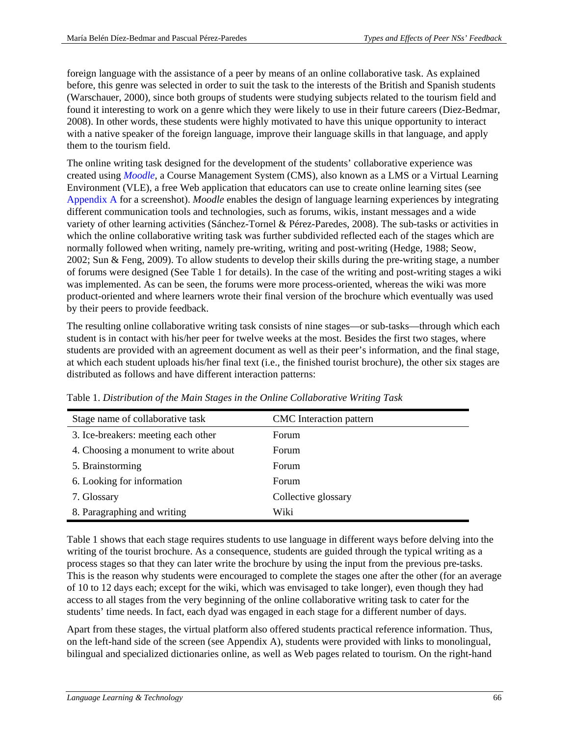foreign language with the assistance of a peer by means of an online collaborative task. As explained before, this genre was selected in order to suit the task to the interests of the British and Spanish students (Warschauer, 2000), since both groups of students were studying subjects related to the tourism field and found it interesting to work on a genre which they were likely to use in their future careers (Diez-Bedmar, 2008). In other words, these students were highly motivated to have this unique opportunity to interact with a native speaker of the foreign language, improve their language skills in that language, and apply them to the tourism field.

The online writing task designed for the development of the students' collaborative experience was created using *Moodle*, a Course Management System (CMS), also known as a LMS or a Virtual Learning Environment (VLE), a free Web application that educators can use to create online learning sites (see Appendix A for a screenshot). *Moodle* enables the design of language learning experiences by integrating different communication tools and technologies, such as forums, wikis, instant messages and a wide variety of other learning activities (Sánchez-Tornel & Pérez-Paredes, 2008). The sub-tasks or activities in which the online collaborative writing task was further subdivided reflected each of the stages which are normally followed when writing, namely pre-writing, writing and post-writing (Hedge, 1988; Seow, 2002; Sun & Feng, 2009). To allow students to develop their skills during the pre-writing stage, a number of forums were designed (See Table 1 for details). In the case of the writing and post-writing stages a wiki was implemented. As can be seen, the forums were more process-oriented, whereas the wiki was more product-oriented and where learners wrote their final version of the brochure which eventually was used by their peers to provide feedback.

The resulting online collaborative writing task consists of nine stages—or sub-tasks—through which each student is in contact with his/her peer for twelve weeks at the most. Besides the first two stages, where students are provided with an agreement document as well as their peer's information, and the final stage, at which each student uploads his/her final text (i.e., the finished tourist brochure), the other six stages are distributed as follows and have different interaction patterns:

Table 1. *Distribution of the Main Stages in the Online Collaborative Writing Task*

| Stage name of collaborative task | CMC Interaction pattern |
|---|---|
| 3. Ice-breakers: meeting each other | Forum |
| 4. Choosing a monument to write about | Forum |
| 5. Brainstorming | Forum |
| 6. Looking for information | Forum |
| 7. Glossary | Collective glossary |
| 8. Paragraphing and writing | Wiki |

Table 1 shows that each stage requires students to use language in different ways before delving into the writing of the tourist brochure. As a consequence, students are guided through the typical writing as a process stages so that they can later write the brochure by using the input from the previous pre-tasks. This is the reason why students were encouraged to complete the stages one after the other (for an average of 10 to 12 days each; except for the wiki, which was envisaged to take longer), even though they had access to all stages from the very beginning of the online collaborative writing task to cater for the students' time needs. In fact, each dyad was engaged in each stage for a different number of days.

Apart from these stages, the virtual platform also offered students practical reference information. Thus, on the left-hand side of the screen (see Appendix A), students were provided with links to monolingual, bilingual and specialized dictionaries online, as well as Web pages related to tourism. On the right-hand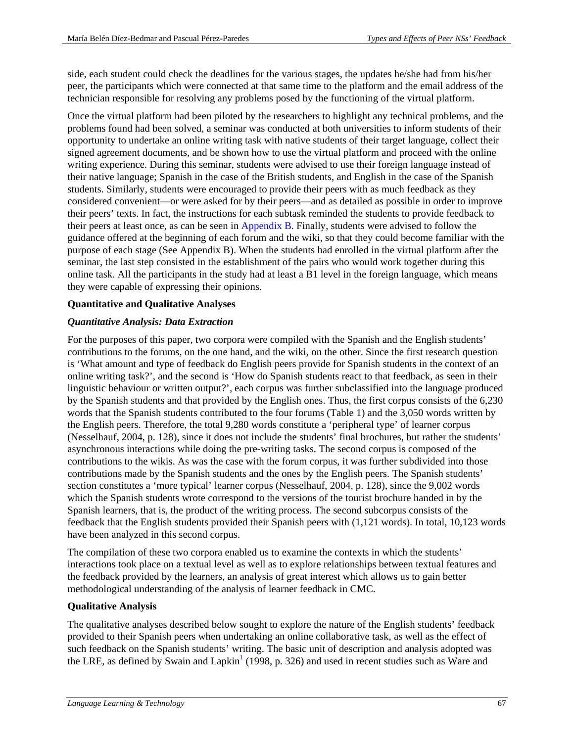side, each student could check the deadlines for the various stages, the updates he/she had from his/her peer, the participants which were connected at that same time to the platform and the email address of the technician responsible for resolving any problems posed by the functioning of the virtual platform.

Once the virtual platform had been piloted by the researchers to highlight any technical problems, and the problems found had been solved, a seminar was conducted at both universities to inform students of their opportunity to undertake an online writing task with native students of their target language, collect their signed agreement documents, and be shown how to use the virtual platform and proceed with the online writing experience. During this seminar, students were advised to use their foreign language instead of their native language; Spanish in the case of the British students, and English in the case of the Spanish students. Similarly, students were encouraged to provide their peers with as much feedback as they considered convenient—or were asked for by their peers—and as detailed as possible in order to improve their peers' texts. In fact, the instructions for each subtask reminded the students to provide feedback to their peers at least once, as can be seen in Appendix B. Finally, students were advised to follow the guidance offered at the beginning of each forum and the wiki, so that they could become familiar with the purpose of each stage (See Appendix B). When the students had enrolled in the virtual platform after the seminar, the last step consisted in the establishment of the pairs who would work together during this online task. All the participants in the study had at least a B1 level in the foreign language, which means they were capable of expressing their opinions.

**Quantitative and Qualitative Analyses**

***Quantitative Analysis: Data Extraction***

For the purposes of this paper, two corpora were compiled with the Spanish and the English students' contributions to the forums, on the one hand, and the wiki, on the other. Since the first research question is 'What amount and type of feedback do English peers provide for Spanish students in the context of an online writing task?', and the second is 'How do Spanish students react to that feedback, as seen in their linguistic behaviour or written output?', each corpus was further subclassified into the language produced by the Spanish students and that provided by the English ones. Thus, the first corpus consists of the 6,230 words that the Spanish students contributed to the four forums (Table 1) and the 3,050 words written by the English peers. Therefore, the total 9,280 words constitute a 'peripheral type' of learner corpus (Nesselhauf, 2004, p. 128), since it does not include the students' final brochures, but rather the students' asynchronous interactions while doing the pre-writing tasks. The second corpus is composed of the contributions to the wikis. As was the case with the forum corpus, it was further subdivided into those contributions made by the Spanish students and the ones by the English peers. The Spanish students' section constitutes a 'more typical' learner corpus (Nesselhauf, 2004, p. 128), since the 9,002 words which the Spanish students wrote correspond to the versions of the tourist brochure handed in by the Spanish learners, that is, the product of the writing process. The second subcorpus consists of the feedback that the English students provided their Spanish peers with (1,121 words). In total, 10,123 words have been analyzed in this second corpus.

The compilation of these two corpora enabled us to examine the contexts in which the students' interactions took place on a textual level as well as to explore relationships between textual features and the feedback provided by the learners, an analysis of great interest which allows us to gain better methodological understanding of the analysis of learner feedback in CMC.

**Qualitative Analysis**

The qualitative analyses described below sought to explore the nature of the English students' feedback provided to their Spanish peers when undertaking an online collaborative task, as well as the effect of such feedback on the Spanish students' writing. The basic unit of description and analysis adopted was the LRE, as defined by Swain and Lapkin[1] (1998, p. 326) and used in recent studies such as Ware and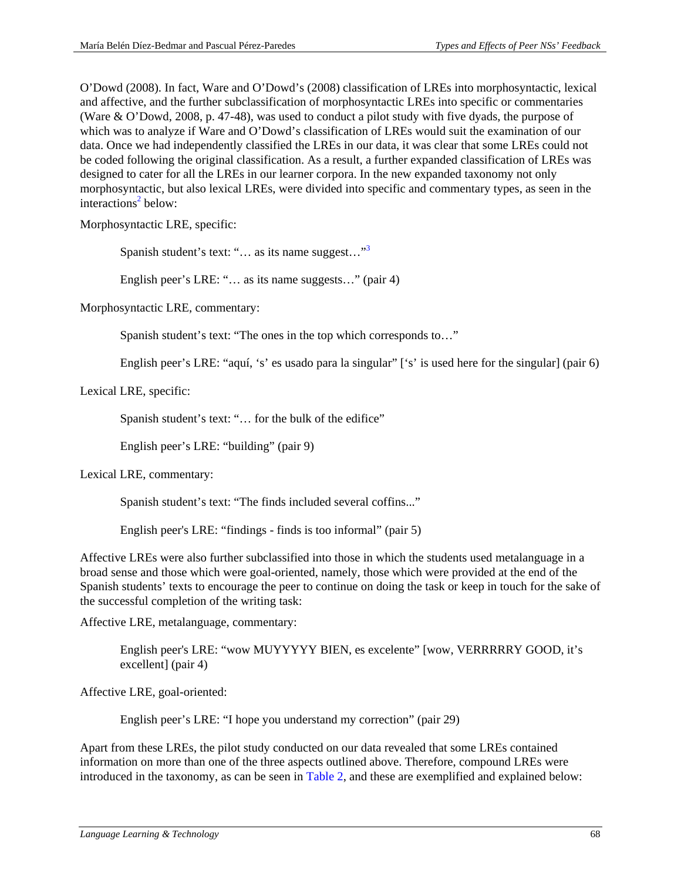O'Dowd (2008). In fact, Ware and O'Dowd's (2008) classification of LREs into morphosyntactic, lexical and affective, and the further subclassification of morphosyntactic LREs into specific or commentaries (Ware & O'Dowd, 2008, p. 47-48), was used to conduct a pilot study with five dyads, the purpose of which was to analyze if Ware and O'Dowd's classification of LREs would suit the examination of our data. Once we had independently classified the LREs in our data, it was clear that some LREs could not be coded following the original classification. As a result, a further expanded classification of LREs was designed to cater for all the LREs in our learner corpora. In the new expanded taxonomy not only morphosyntactic, but also lexical LREs, were divided into specific and commentary types, as seen in the interactions[2] below:

Morphosyntactic LRE, specific:

> Spanish student's text: "… as its name suggest…"[3]
>
> English peer's LRE: "… as its name suggests…" (pair 4)

Morphosyntactic LRE, commentary:

> Spanish student's text: "The ones in the top which corresponds to…"
>
> English peer's LRE: "aquí, 's' es usado para la singular" ['s' is used here for the singular] (pair 6)

Lexical LRE, specific:

> Spanish student's text: "… for the bulk of the edifice"
>
> English peer's LRE: "building" (pair 9)

Lexical LRE, commentary:

> Spanish student's text: "The finds included several coffins..."
>
> English peer's LRE: "findings - finds is too informal" (pair 5)

Affective LREs were also further subclassified into those in which the students used metalanguage in a broad sense and those which were goal-oriented, namely, those which were provided at the end of the Spanish students' texts to encourage the peer to continue on doing the task or keep in touch for the sake of the successful completion of the writing task:

Affective LRE, metalanguage, commentary:

> English peer's LRE: "wow MUYYYYY BIEN, es excelente" [wow, VERRRRRY GOOD, it's excellent] (pair 4)

Affective LRE, goal-oriented:

> English peer's LRE: "I hope you understand my correction" (pair 29)

Apart from these LREs, the pilot study conducted on our data revealed that some LREs contained information on more than one of the three aspects outlined above. Therefore, compound LREs were introduced in the taxonomy, as can be seen in Table 2, and these are exemplified and explained below: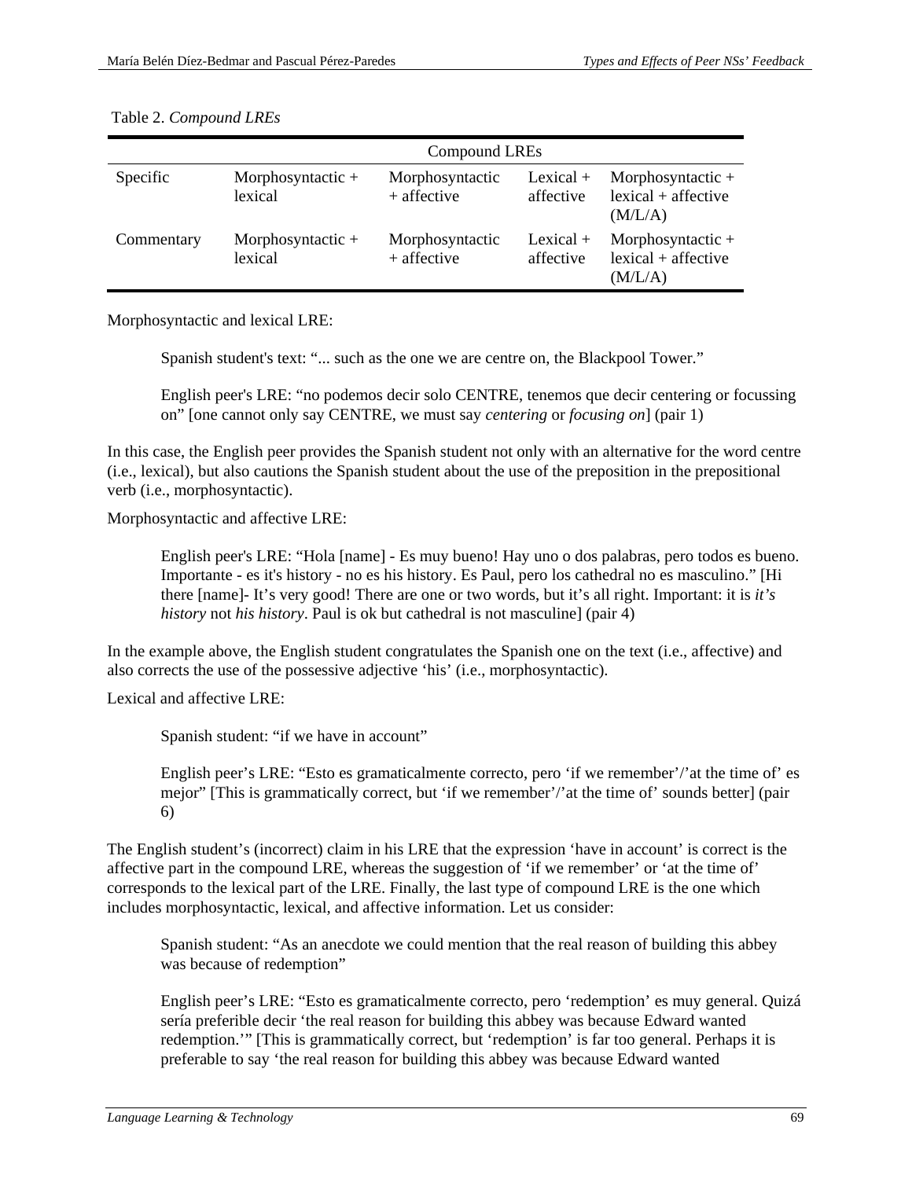Table 2. *Compound LREs*

| | Compound LREs | | | |
|---|---|---|---|---|
| Specific | Morphosyntactic + lexical | Morphosyntactic + affective | Lexical + affective | Morphosyntactic + lexical + affective (M/L/A) |
| Commentary | Morphosyntactic + lexical | Morphosyntactic + affective | Lexical + affective | Morphosyntactic + lexical + affective (M/L/A) |

Morphosyntactic and lexical LRE:

> Spanish student's text: "... such as the one we are centre on, the Blackpool Tower."
>
> English peer's LRE: "no podemos decir solo CENTRE, tenemos que decir centering or focussing on" [one cannot only say CENTRE, we must say *centering* or *focusing on*] (pair 1)

In this case, the English peer provides the Spanish student not only with an alternative for the word centre (i.e., lexical), but also cautions the Spanish student about the use of the preposition in the prepositional verb (i.e., morphosyntactic).

Morphosyntactic and affective LRE:

> English peer's LRE: "Hola [name] - Es muy bueno! Hay uno o dos palabras, pero todos es bueno. Importante - es it's history - no es his history. Es Paul, pero los cathedral no es masculino." [Hi there [name]- It's very good! There are one or two words, but it's all right. Important: it is *it's history* not *his history*. Paul is ok but cathedral is not masculine] (pair 4)

In the example above, the English student congratulates the Spanish one on the text (i.e., affective) and also corrects the use of the possessive adjective 'his' (i.e., morphosyntactic).

Lexical and affective LRE:

> Spanish student: "if we have in account"
>
> English peer's LRE: "Esto es gramaticalmente correcto, pero 'if we remember'/'at the time of' es mejor" [This is grammatically correct, but 'if we remember'/'at the time of' sounds better] (pair 6)

The English student's (incorrect) claim in his LRE that the expression 'have in account' is correct is the affective part in the compound LRE, whereas the suggestion of 'if we remember' or 'at the time of' corresponds to the lexical part of the LRE. Finally, the last type of compound LRE is the one which includes morphosyntactic, lexical, and affective information. Let us consider:

> Spanish student: "As an anecdote we could mention that the real reason of building this abbey was because of redemption"
>
> English peer's LRE: "Esto es gramaticalmente correcto, pero 'redemption' es muy general. Quizá sería preferible decir 'the real reason for building this abbey was because Edward wanted redemption.'" [This is grammatically correct, but 'redemption' is far too general. Perhaps it is preferable to say 'the real reason for building this abbey was because Edward wanted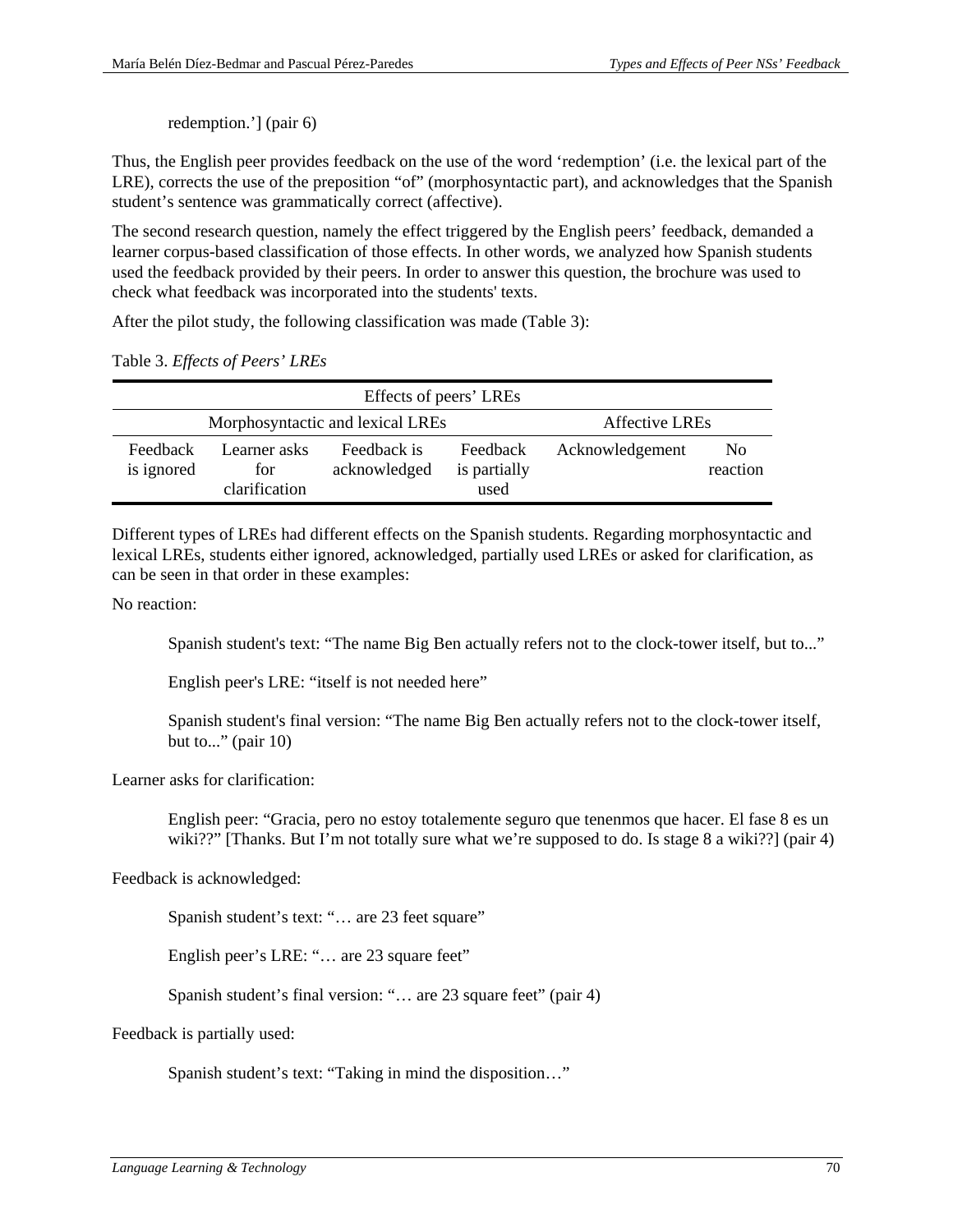redemption.'] (pair 6)

Thus, the English peer provides feedback on the use of the word 'redemption' (i.e. the lexical part of the LRE), corrects the use of the preposition "of" (morphosyntactic part), and acknowledges that the Spanish student's sentence was grammatically correct (affective).

The second research question, namely the effect triggered by the English peers' feedback, demanded a learner corpus-based classification of those effects. In other words, we analyzed how Spanish students used the feedback provided by their peers. In order to answer this question, the brochure was used to check what feedback was incorporated into the students' texts.

After the pilot study, the following classification was made (Table 3):

Table 3. *Effects of Peers' LREs*

| Effects of peers' LREs | | | | | |
|---|---|---|---|---|---|
| Morphosyntactic and lexical LREs | | | | Affective LREs | |
| Feedback is ignored | Learner asks for clarification | Feedback is acknowledged | Feedback is partially used | Acknowledgement | No reaction |

Different types of LREs had different effects on the Spanish students. Regarding morphosyntactic and lexical LREs, students either ignored, acknowledged, partially used LREs or asked for clarification, as can be seen in that order in these examples:

No reaction:

> Spanish student's text: "The name Big Ben actually refers not to the clock-tower itself, but to..."
>
> English peer's LRE: "itself is not needed here"
>
> Spanish student's final version: "The name Big Ben actually refers not to the clock-tower itself, but to..." (pair 10)

Learner asks for clarification:

> English peer: "Gracia, pero no estoy totalemente seguro que tenenmos que hacer. El fase 8 es un wiki??" [Thanks. But I'm not totally sure what we're supposed to do. Is stage 8 a wiki??] (pair 4)

Feedback is acknowledged:

> Spanish student's text: "… are 23 feet square"
>
> English peer's LRE: "… are 23 square feet"
>
> Spanish student's final version: "… are 23 square feet" (pair 4)

Feedback is partially used:

> Spanish student's text: "Taking in mind the disposition…"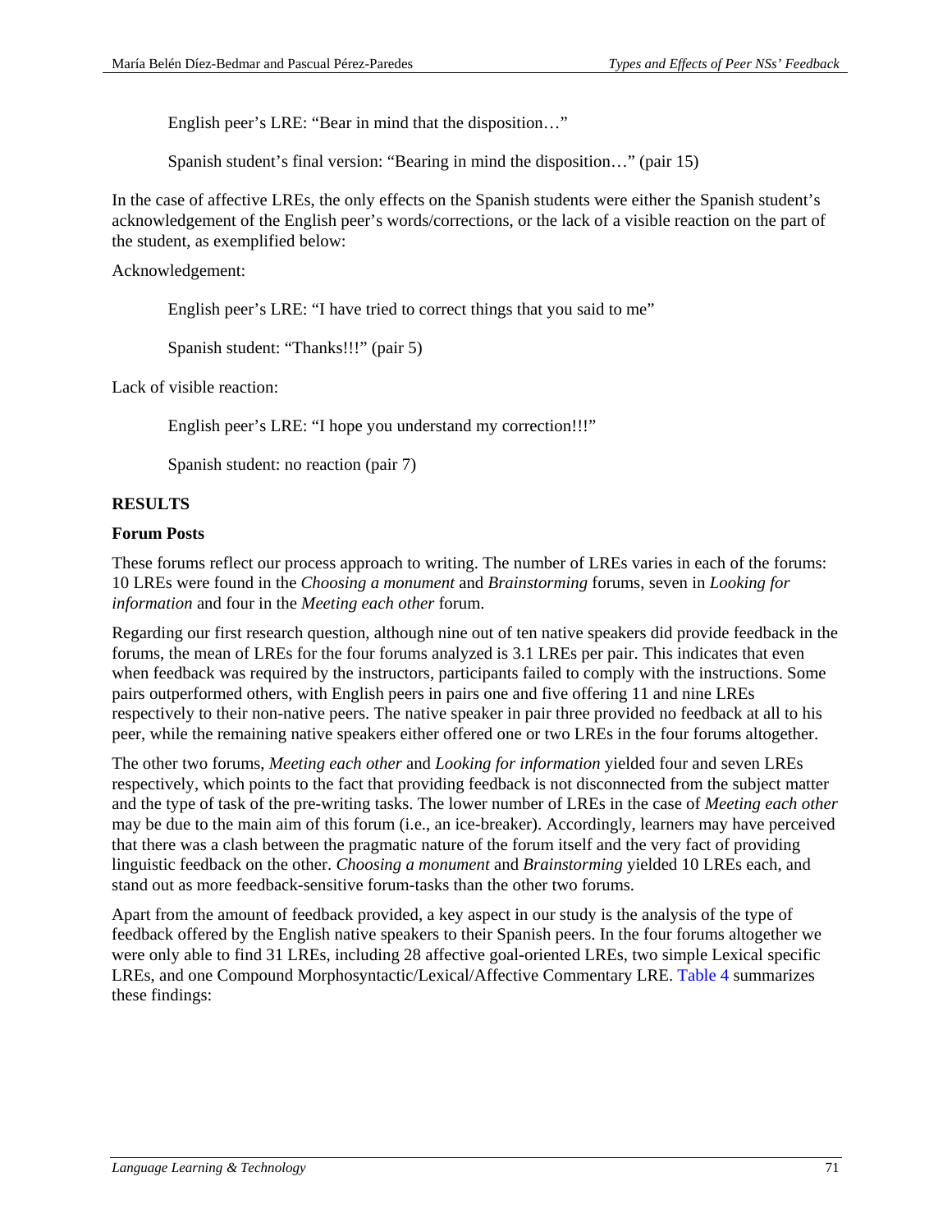English peer's LRE: "Bear in mind that the disposition…"

Spanish student's final version: "Bearing in mind the disposition…" (pair 15)

In the case of affective LREs, the only effects on the Spanish students were either the Spanish student's acknowledgement of the English peer's words/corrections, or the lack of a visible reaction on the part of the student, as exemplified below:

Acknowledgement:

English peer's LRE: "I have tried to correct things that you said to me"

Spanish student: "Thanks!!!" (pair 5)

Lack of visible reaction:

English peer's LRE: "I hope you understand my correction!!!"

Spanish student: no reaction (pair 7)

## RESULTS

### Forum Posts

These forums reflect our process approach to writing. The number of LREs varies in each of the forums: 10 LREs were found in the *Choosing a monument* and *Brainstorming* forums, seven in *Looking for information* and four in the *Meeting each other* forum.

Regarding our first research question, although nine out of ten native speakers did provide feedback in the forums, the mean of LREs for the four forums analyzed is 3.1 LREs per pair. This indicates that even when feedback was required by the instructors, participants failed to comply with the instructions. Some pairs outperformed others, with English peers in pairs one and five offering 11 and nine LREs respectively to their non-native peers. The native speaker in pair three provided no feedback at all to his peer, while the remaining native speakers either offered one or two LREs in the four forums altogether.

The other two forums, *Meeting each other* and *Looking for information* yielded four and seven LREs respectively, which points to the fact that providing feedback is not disconnected from the subject matter and the type of task of the pre-writing tasks. The lower number of LREs in the case of *Meeting each other* may be due to the main aim of this forum (i.e., an ice-breaker). Accordingly, learners may have perceived that there was a clash between the pragmatic nature of the forum itself and the very fact of providing linguistic feedback on the other. *Choosing a monument* and *Brainstorming* yielded 10 LREs each, and stand out as more feedback-sensitive forum-tasks than the other two forums.

Apart from the amount of feedback provided, a key aspect in our study is the analysis of the type of feedback offered by the English native speakers to their Spanish peers. In the four forums altogether we were only able to find 31 LREs, including 28 affective goal-oriented LREs, two simple Lexical specific LREs, and one Compound Morphosyntactic/Lexical/Affective Commentary LRE. Table 4 summarizes these findings: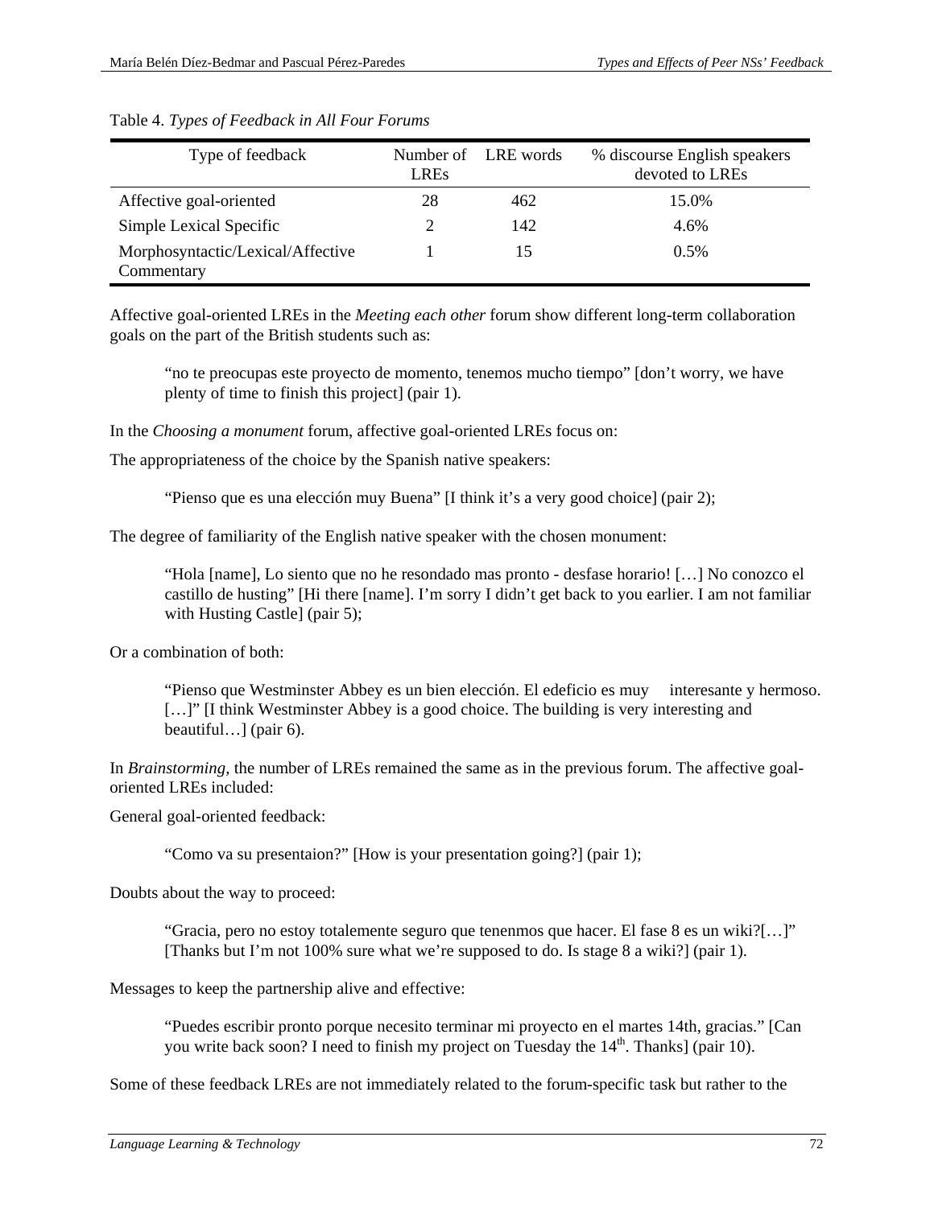Table 4. *Types of Feedback in All Four Forums*

| Type of feedback | Number of LREs | LRE words | % discourse English speakers devoted to LREs |
|---|---|---|---|
| Affective goal-oriented | 28 | 462 | 15.0% |
| Simple Lexical Specific | 2 | 142 | 4.6% |
| Morphosyntactic/Lexical/Affective Commentary | 1 | 15 | 0.5% |

Affective goal-oriented LREs in the *Meeting each other* forum show different long-term collaboration goals on the part of the British students such as:

> "no te preocupas este proyecto de momento, tenemos mucho tiempo" [don't worry, we have plenty of time to finish this project] (pair 1).

In the *Choosing a monument* forum, affective goal-oriented LREs focus on:

The appropriateness of the choice by the Spanish native speakers:

> "Pienso que es una elección muy Buena" [I think it's a very good choice] (pair 2);

The degree of familiarity of the English native speaker with the chosen monument:

> "Hola [name], Lo siento que no he resondado mas pronto - desfase horario! […] No conozco el castillo de husting" [Hi there [name]. I'm sorry I didn't get back to you earlier. I am not familiar with Husting Castle] (pair 5);

Or a combination of both:

> "Pienso que Westminster Abbey es un bien elección. El edeficio es muy interesante y hermoso. […]" [I think Westminster Abbey is a good choice. The building is very interesting and beautiful…] (pair 6).

In *Brainstorming*, the number of LREs remained the same as in the previous forum. The affective goal-oriented LREs included:

General goal-oriented feedback:

> "Como va su presentaion?" [How is your presentation going?] (pair 1);

Doubts about the way to proceed:

> "Gracia, pero no estoy totalemente seguro que tenenmos que hacer. El fase 8 es un wiki?[…]" [Thanks but I'm not 100% sure what we're supposed to do. Is stage 8 a wiki?] (pair 1).

Messages to keep the partnership alive and effective:

> "Puedes escribir pronto porque necesito terminar mi proyecto en el martes 14th, gracias." [Can you write back soon? I need to finish my project on Tuesday the 14th. Thanks] (pair 10).

Some of these feedback LREs are not immediately related to the forum-specific task but rather to the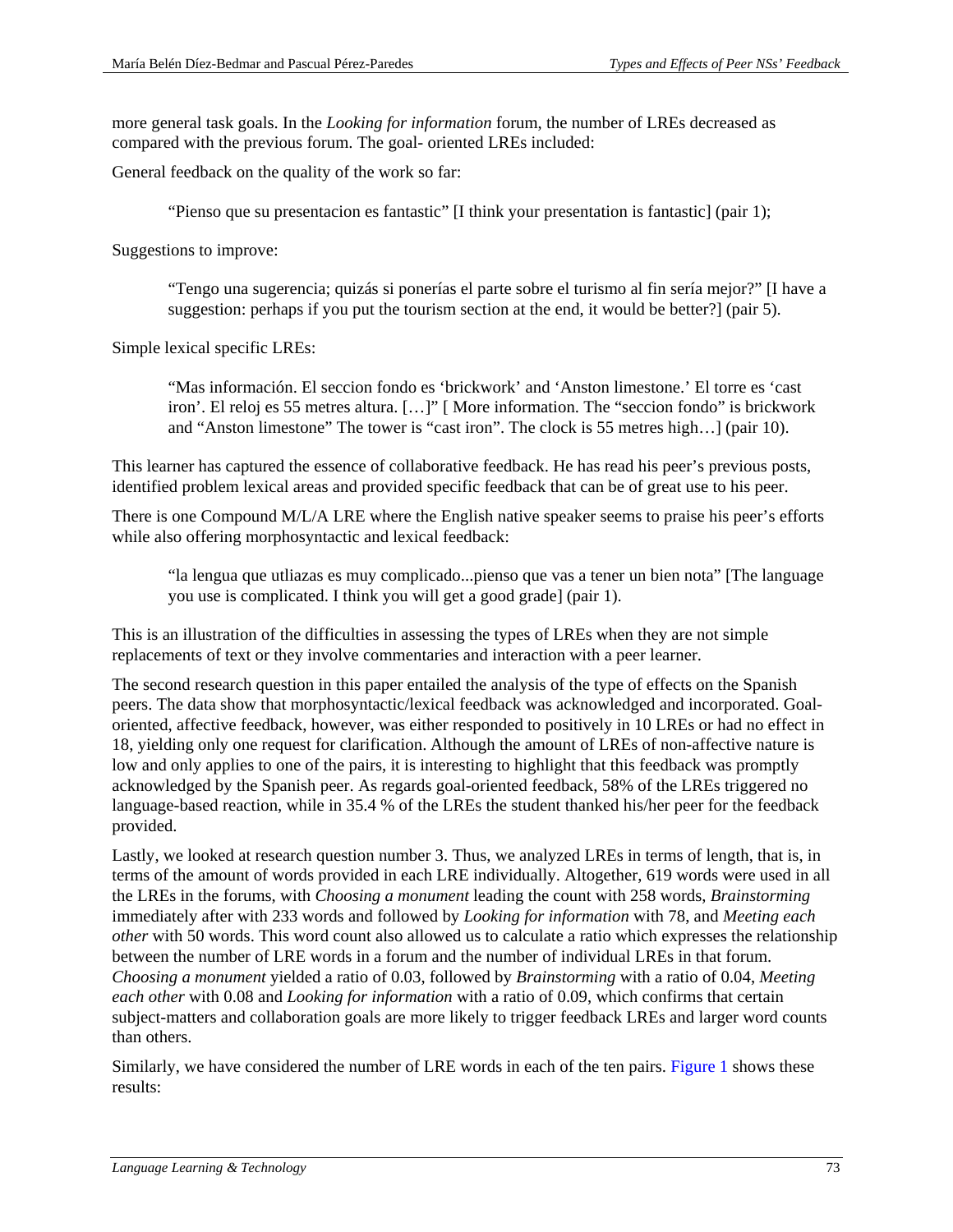more general task goals. In the *Looking for information* forum, the number of LREs decreased as compared with the previous forum. The goal- oriented LREs included:

General feedback on the quality of the work so far:

> "Pienso que su presentacion es fantastic" [I think your presentation is fantastic] (pair 1);

Suggestions to improve:

> "Tengo una sugerencia; quizás si ponerías el parte sobre el turismo al fin sería mejor?" [I have a suggestion: perhaps if you put the tourism section at the end, it would be better?] (pair 5).

Simple lexical specific LREs:

> "Mas información. El seccion fondo es 'brickwork' and 'Anston limestone.' El torre es 'cast iron'. El reloj es 55 metres altura. […]" [ More information. The "seccion fondo" is brickwork and "Anston limestone" The tower is "cast iron". The clock is 55 metres high…] (pair 10).

This learner has captured the essence of collaborative feedback. He has read his peer's previous posts, identified problem lexical areas and provided specific feedback that can be of great use to his peer.

There is one Compound M/L/A LRE where the English native speaker seems to praise his peer's efforts while also offering morphosyntactic and lexical feedback:

> "la lengua que utliazas es muy complicado...pienso que vas a tener un bien nota" [The language you use is complicated. I think you will get a good grade] (pair 1).

This is an illustration of the difficulties in assessing the types of LREs when they are not simple replacements of text or they involve commentaries and interaction with a peer learner.

The second research question in this paper entailed the analysis of the type of effects on the Spanish peers. The data show that morphosyntactic/lexical feedback was acknowledged and incorporated. Goal-oriented, affective feedback, however, was either responded to positively in 10 LREs or had no effect in 18, yielding only one request for clarification. Although the amount of LREs of non-affective nature is low and only applies to one of the pairs, it is interesting to highlight that this feedback was promptly acknowledged by the Spanish peer. As regards goal-oriented feedback, 58% of the LREs triggered no language-based reaction, while in 35.4 % of the LREs the student thanked his/her peer for the feedback provided.

Lastly, we looked at research question number 3. Thus, we analyzed LREs in terms of length, that is, in terms of the amount of words provided in each LRE individually. Altogether, 619 words were used in all the LREs in the forums, with *Choosing a monument* leading the count with 258 words, *Brainstorming* immediately after with 233 words and followed by *Looking for information* with 78, and *Meeting each other* with 50 words. This word count also allowed us to calculate a ratio which expresses the relationship between the number of LRE words in a forum and the number of individual LREs in that forum. *Choosing a monument* yielded a ratio of 0.03, followed by *Brainstorming* with a ratio of 0.04, *Meeting each other* with 0.08 and *Looking for information* with a ratio of 0.09, which confirms that certain subject-matters and collaboration goals are more likely to trigger feedback LREs and larger word counts than others.

Similarly, we have considered the number of LRE words in each of the ten pairs. Figure 1 shows these results: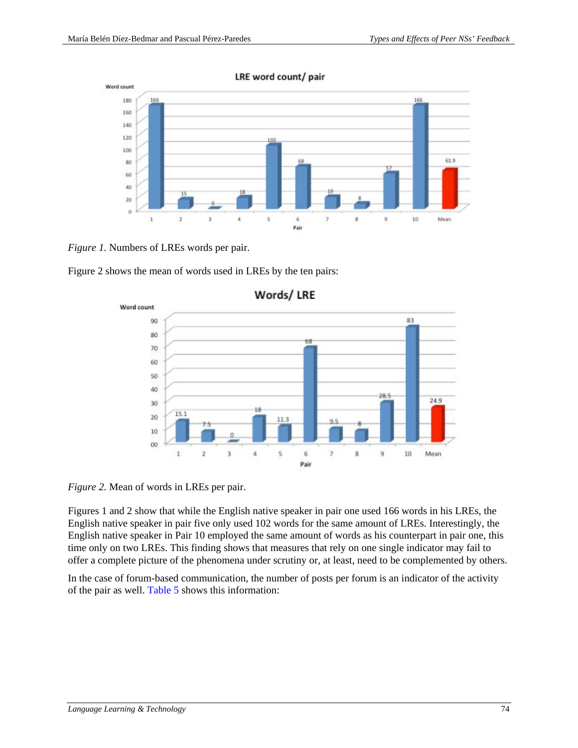*Figure 1*. Numbers of LREs words per pair.

Figure 2 shows the mean of words used in LREs by the ten pairs:

*Figure 2*. Mean of words in LREs per pair.

Figures 1 and 2 show that while the English native speaker in pair one used 166 words in his LREs, the English native speaker in pair five only used 102 words for the same amount of LREs. Interestingly, the English native speaker in Pair 10 employed the same amount of words as his counterpart in pair one, this time only on two LREs. This finding shows that measures that rely on one single indicator may fail to offer a complete picture of the phenomena under scrutiny or, at least, need to be complemented by others.

In the case of forum-based communication, the number of posts per forum is an indicator of the activity of the pair as well. Table 5 shows this information: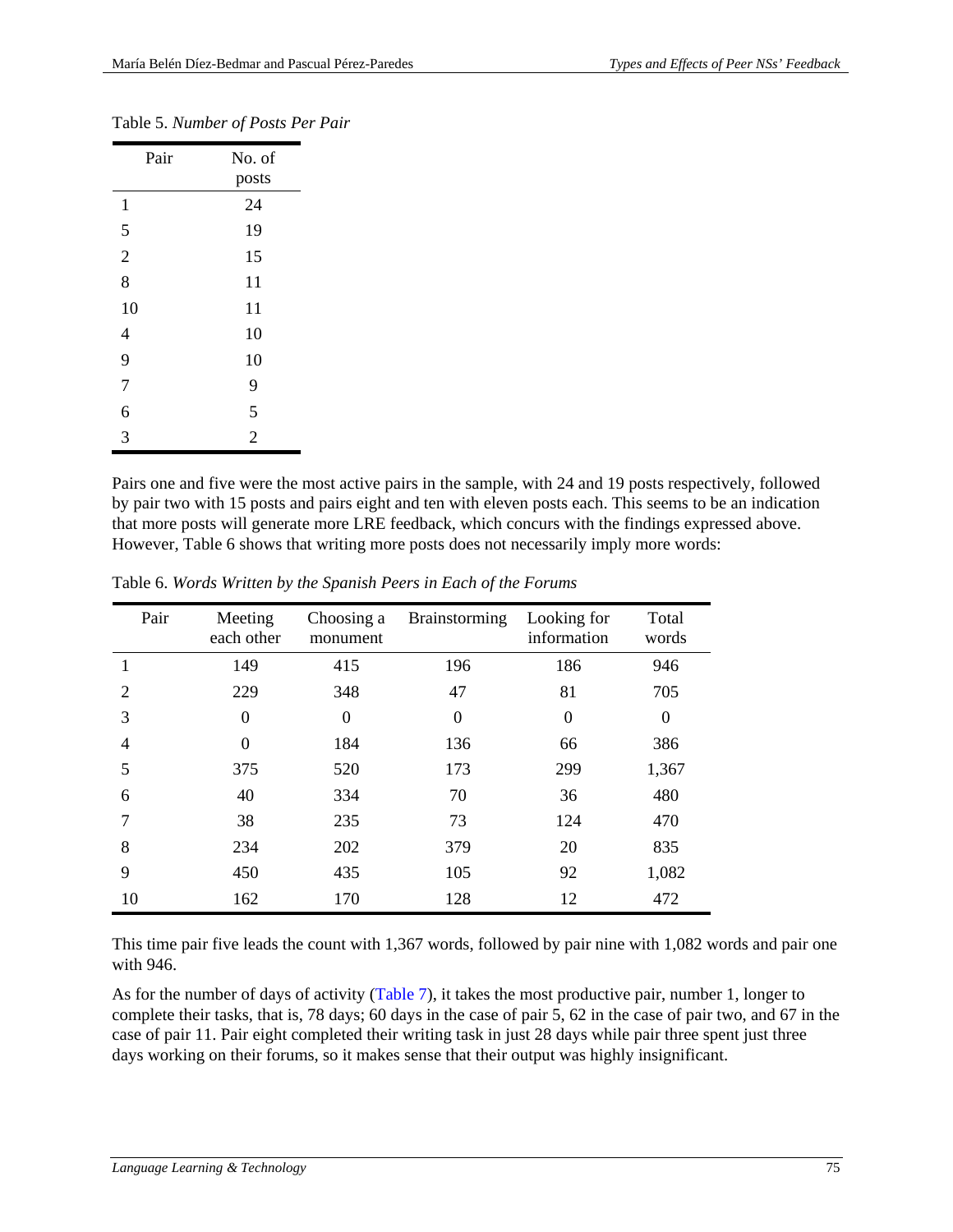Table 5. *Number of Posts Per Pair*

| Pair | No. of posts |
|---|---|
| 1 | 24 |
| 5 | 19 |
| 2 | 15 |
| 8 | 11 |
| 10 | 11 |
| 4 | 10 |
| 9 | 10 |
| 7 | 9 |
| 6 | 5 |
| 3 | 2 |

Pairs one and five were the most active pairs in the sample, with 24 and 19 posts respectively, followed by pair two with 15 posts and pairs eight and ten with eleven posts each. This seems to be an indication that more posts will generate more LRE feedback, which concurs with the findings expressed above. However, Table 6 shows that writing more posts does not necessarily imply more words:

Table 6. *Words Written by the Spanish Peers in Each of the Forums*

| Pair | Meeting each other | Choosing a monument | Brainstorming | Looking for information | Total words |
|---|---|---|---|---|---|
| 1 | 149 | 415 | 196 | 186 | 946 |
| 2 | 229 | 348 | 47 | 81 | 705 |
| 3 | 0 | 0 | 0 | 0 | 0 |
| 4 | 0 | 184 | 136 | 66 | 386 |
| 5 | 375 | 520 | 173 | 299 | 1,367 |
| 6 | 40 | 334 | 70 | 36 | 480 |
| 7 | 38 | 235 | 73 | 124 | 470 |
| 8 | 234 | 202 | 379 | 20 | 835 |
| 9 | 450 | 435 | 105 | 92 | 1,082 |
| 10 | 162 | 170 | 128 | 12 | 472 |

This time pair five leads the count with 1,367 words, followed by pair nine with 1,082 words and pair one with 946.

As for the number of days of activity (Table 7), it takes the most productive pair, number 1, longer to complete their tasks, that is, 78 days; 60 days in the case of pair 5, 62 in the case of pair two, and 67 in the case of pair 11. Pair eight completed their writing task in just 28 days while pair three spent just three days working on their forums, so it makes sense that their output was highly insignificant.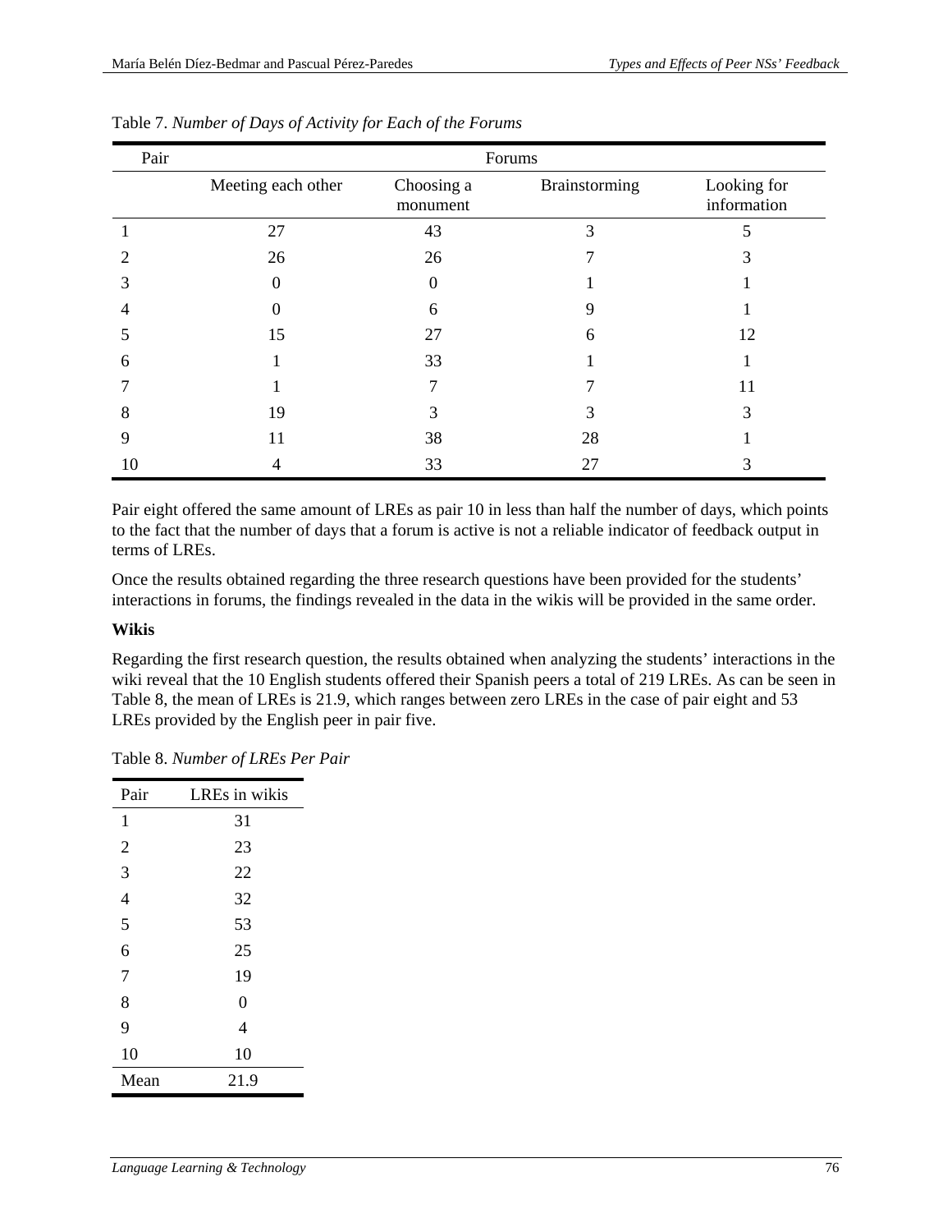Table 7. *Number of Days of Activity for Each of the Forums*

| Pair | Forums | | | |
|---|---|---|---|---|
| | Meeting each other | Choosing a monument | Brainstorming | Looking for information |
| 1 | 27 | 43 | 3 | 5 |
| 2 | 26 | 26 | 7 | 3 |
| 3 | 0 | 0 | 1 | 1 |
| 4 | 0 | 6 | 9 | 1 |
| 5 | 15 | 27 | 6 | 12 |
| 6 | 1 | 33 | 1 | 1 |
| 7 | 1 | 7 | 7 | 11 |
| 8 | 19 | 3 | 3 | 3 |
| 9 | 11 | 38 | 28 | 1 |
| 10 | 4 | 33 | 27 | 3 |

Pair eight offered the same amount of LREs as pair 10 in less than half the number of days, which points to the fact that the number of days that a forum is active is not a reliable indicator of feedback output in terms of LREs.

Once the results obtained regarding the three research questions have been provided for the students' interactions in forums, the findings revealed in the data in the wikis will be provided in the same order.

**Wikis**

Regarding the first research question, the results obtained when analyzing the students' interactions in the wiki reveal that the 10 English students offered their Spanish peers a total of 219 LREs. As can be seen in Table 8, the mean of LREs is 21.9, which ranges between zero LREs in the case of pair eight and 53 LREs provided by the English peer in pair five.

Table 8. *Number of LREs Per Pair*

| Pair | LREs in wikis |
|---|---|
| 1 | 31 |
| 2 | 23 |
| 3 | 22 |
| 4 | 32 |
| 5 | 53 |
| 6 | 25 |
| 7 | 19 |
| 8 | 0 |
| 9 | 4 |
| 10 | 10 |
| Mean | 21.9 |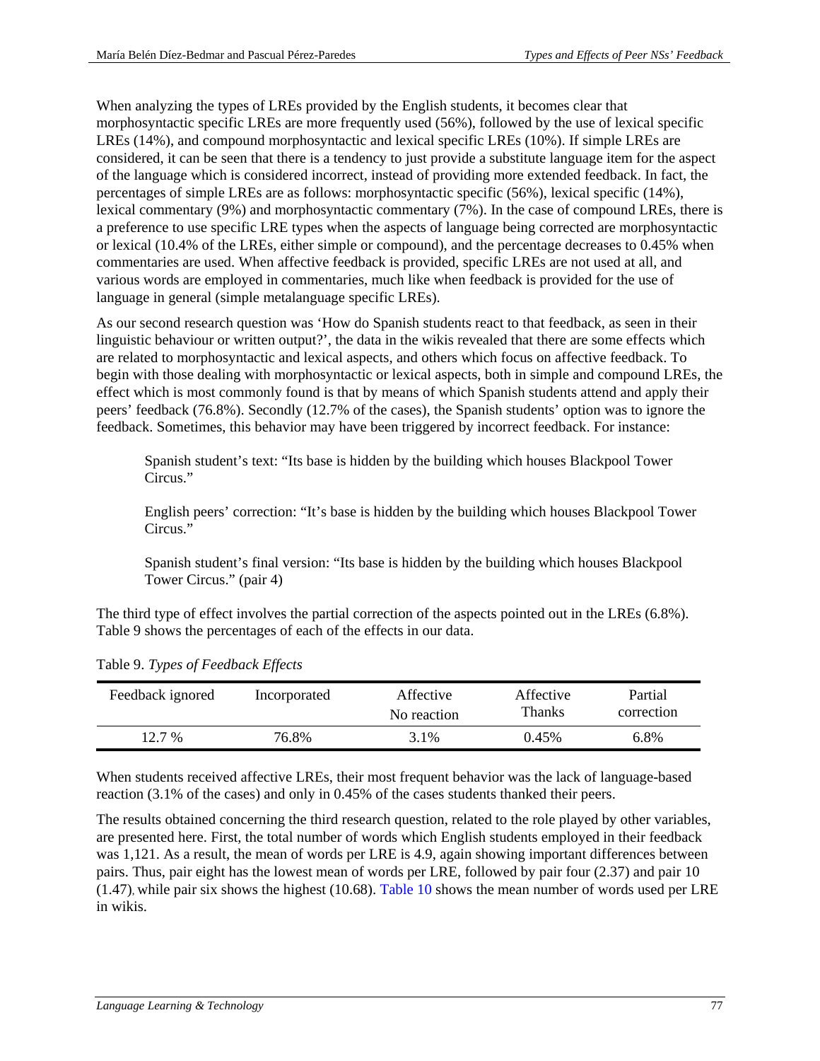When analyzing the types of LREs provided by the English students, it becomes clear that morphosyntactic specific LREs are more frequently used (56%), followed by the use of lexical specific LREs (14%), and compound morphosyntactic and lexical specific LREs (10%). If simple LREs are considered, it can be seen that there is a tendency to just provide a substitute language item for the aspect of the language which is considered incorrect, instead of providing more extended feedback. In fact, the percentages of simple LREs are as follows: morphosyntactic specific (56%), lexical specific (14%), lexical commentary (9%) and morphosyntactic commentary (7%). In the case of compound LREs, there is a preference to use specific LRE types when the aspects of language being corrected are morphosyntactic or lexical (10.4% of the LREs, either simple or compound), and the percentage decreases to 0.45% when commentaries are used. When affective feedback is provided, specific LREs are not used at all, and various words are employed in commentaries, much like when feedback is provided for the use of language in general (simple metalanguage specific LREs).

As our second research question was 'How do Spanish students react to that feedback, as seen in their linguistic behaviour or written output?', the data in the wikis revealed that there are some effects which are related to morphosyntactic and lexical aspects, and others which focus on affective feedback. To begin with those dealing with morphosyntactic or lexical aspects, both in simple and compound LREs, the effect which is most commonly found is that by means of which Spanish students attend and apply their peers' feedback (76.8%). Secondly (12.7% of the cases), the Spanish students' option was to ignore the feedback. Sometimes, this behavior may have been triggered by incorrect feedback. For instance:

> Spanish student's text: "Its base is hidden by the building which houses Blackpool Tower Circus."
>
> English peers' correction: "It's base is hidden by the building which houses Blackpool Tower Circus."
>
> Spanish student's final version: "Its base is hidden by the building which houses Blackpool Tower Circus." (pair 4)

The third type of effect involves the partial correction of the aspects pointed out in the LREs (6.8%). Table 9 shows the percentages of each of the effects in our data.

Table 9. *Types of Feedback Effects*

| Feedback ignored | Incorporated | Affective No reaction | Affective Thanks | Partial correction |
|---|---|---|---|---|
| 12.7 % | 76.8% | 3.1% | 0.45% | 6.8% |

When students received affective LREs, their most frequent behavior was the lack of language-based reaction (3.1% of the cases) and only in 0.45% of the cases students thanked their peers.

The results obtained concerning the third research question, related to the role played by other variables, are presented here. First, the total number of words which English students employed in their feedback was 1,121. As a result, the mean of words per LRE is 4.9, again showing important differences between pairs. Thus, pair eight has the lowest mean of words per LRE, followed by pair four (2.37) and pair 10 (1.47), while pair six shows the highest (10.68). Table 10 shows the mean number of words used per LRE in wikis.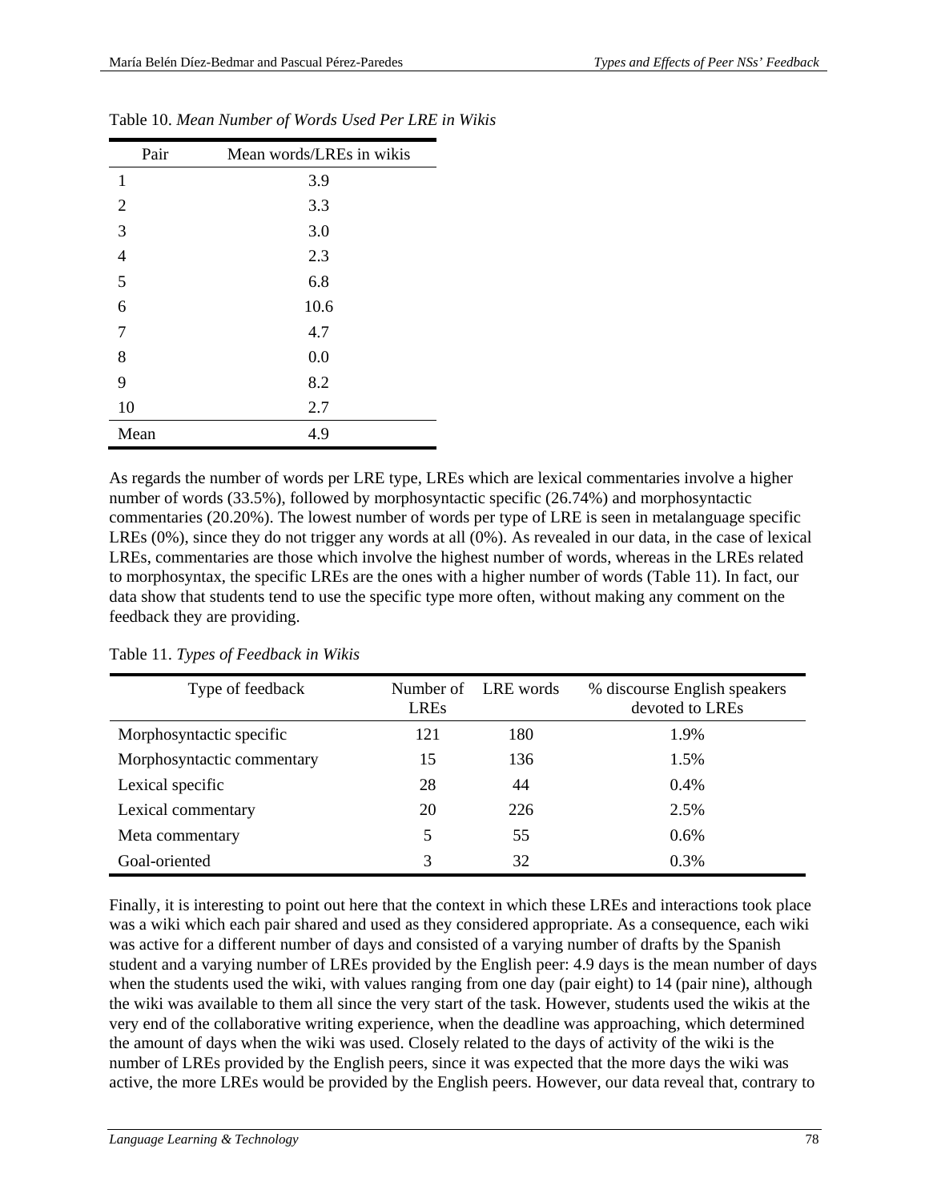Table 10. *Mean Number of Words Used Per LRE in Wikis*

| Pair | Mean words/LREs in wikis |
|---|---|
| 1 | 3.9 |
| 2 | 3.3 |
| 3 | 3.0 |
| 4 | 2.3 |
| 5 | 6.8 |
| 6 | 10.6 |
| 7 | 4.7 |
| 8 | 0.0 |
| 9 | 8.2 |
| 10 | 2.7 |
| Mean | 4.9 |

As regards the number of words per LRE type, LREs which are lexical commentaries involve a higher number of words (33.5%), followed by morphosyntactic specific (26.74%) and morphosyntactic commentaries (20.20%). The lowest number of words per type of LRE is seen in metalanguage specific LREs (0%), since they do not trigger any words at all (0%). As revealed in our data, in the case of lexical LREs, commentaries are those which involve the highest number of words, whereas in the LREs related to morphosyntax, the specific LREs are the ones with a higher number of words (Table 11). In fact, our data show that students tend to use the specific type more often, without making any comment on the feedback they are providing.

Table 11. *Types of Feedback in Wikis*

| Type of feedback | Number of LREs | LRE words | % discourse English speakers devoted to LREs |
|---|---|---|---|
| Morphosyntactic specific | 121 | 180 | 1.9% |
| Morphosyntactic commentary | 15 | 136 | 1.5% |
| Lexical specific | 28 | 44 | 0.4% |
| Lexical commentary | 20 | 226 | 2.5% |
| Meta commentary | 5 | 55 | 0.6% |
| Goal-oriented | 3 | 32 | 0.3% |

Finally, it is interesting to point out here that the context in which these LREs and interactions took place was a wiki which each pair shared and used as they considered appropriate. As a consequence, each wiki was active for a different number of days and consisted of a varying number of drafts by the Spanish student and a varying number of LREs provided by the English peer: 4.9 days is the mean number of days when the students used the wiki, with values ranging from one day (pair eight) to 14 (pair nine), although the wiki was available to them all since the very start of the task. However, students used the wikis at the very end of the collaborative writing experience, when the deadline was approaching, which determined the amount of days when the wiki was used. Closely related to the days of activity of the wiki is the number of LREs provided by the English peers, since it was expected that the more days the wiki was active, the more LREs would be provided by the English peers. However, our data reveal that, contrary to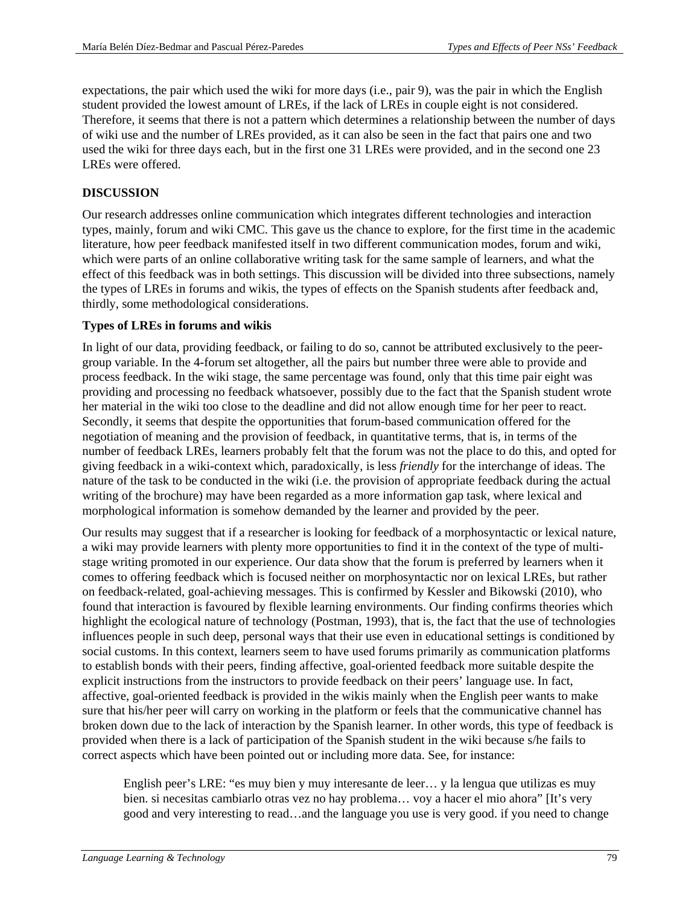expectations, the pair which used the wiki for more days (i.e., pair 9), was the pair in which the English student provided the lowest amount of LREs, if the lack of LREs in couple eight is not considered. Therefore, it seems that there is not a pattern which determines a relationship between the number of days of wiki use and the number of LREs provided, as it can also be seen in the fact that pairs one and two used the wiki for three days each, but in the first one 31 LREs were provided, and in the second one 23 LREs were offered.

## DISCUSSION

Our research addresses online communication which integrates different technologies and interaction types, mainly, forum and wiki CMC. This gave us the chance to explore, for the first time in the academic literature, how peer feedback manifested itself in two different communication modes, forum and wiki, which were parts of an online collaborative writing task for the same sample of learners, and what the effect of this feedback was in both settings. This discussion will be divided into three subsections, namely the types of LREs in forums and wikis, the types of effects on the Spanish students after feedback and, thirdly, some methodological considerations.

### Types of LREs in forums and wikis

In light of our data, providing feedback, or failing to do so, cannot be attributed exclusively to the peer-group variable. In the 4-forum set altogether, all the pairs but number three were able to provide and process feedback. In the wiki stage, the same percentage was found, only that this time pair eight was providing and processing no feedback whatsoever, possibly due to the fact that the Spanish student wrote her material in the wiki too close to the deadline and did not allow enough time for her peer to react. Secondly, it seems that despite the opportunities that forum-based communication offered for the negotiation of meaning and the provision of feedback, in quantitative terms, that is, in terms of the number of feedback LREs, learners probably felt that the forum was not the place to do this, and opted for giving feedback in a wiki-context which, paradoxically, is less *friendly* for the interchange of ideas. The nature of the task to be conducted in the wiki (i.e. the provision of appropriate feedback during the actual writing of the brochure) may have been regarded as a more information gap task, where lexical and morphological information is somehow demanded by the learner and provided by the peer.

Our results may suggest that if a researcher is looking for feedback of a morphosyntactic or lexical nature, a wiki may provide learners with plenty more opportunities to find it in the context of the type of multi-stage writing promoted in our experience. Our data show that the forum is preferred by learners when it comes to offering feedback which is focused neither on morphosyntactic nor on lexical LREs, but rather on feedback-related, goal-achieving messages. This is confirmed by Kessler and Bikowski (2010), who found that interaction is favoured by flexible learning environments. Our finding confirms theories which highlight the ecological nature of technology (Postman, 1993), that is, the fact that the use of technologies influences people in such deep, personal ways that their use even in educational settings is conditioned by social customs. In this context, learners seem to have used forums primarily as communication platforms to establish bonds with their peers, finding affective, goal-oriented feedback more suitable despite the explicit instructions from the instructors to provide feedback on their peers' language use. In fact, affective, goal-oriented feedback is provided in the wikis mainly when the English peer wants to make sure that his/her peer will carry on working in the platform or feels that the communicative channel has broken down due to the lack of interaction by the Spanish learner. In other words, this type of feedback is provided when there is a lack of participation of the Spanish student in the wiki because s/he fails to correct aspects which have been pointed out or including more data. See, for instance:

> English peer's LRE: "es muy bien y muy interesante de leer… y la lengua que utilizas es muy bien. si necesitas cambiarlo otras vez no hay problema… voy a hacer el mio ahora" [It's very good and very interesting to read…and the language you use is very good. if you need to change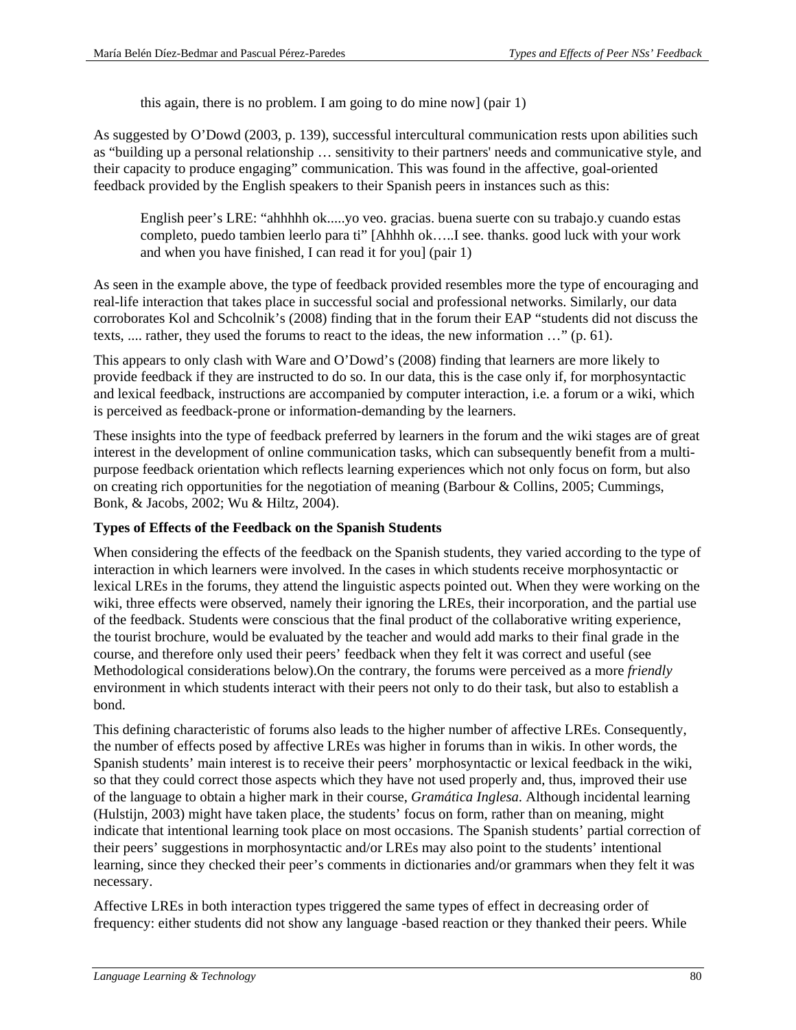> this again, there is no problem. I am going to do mine now] (pair 1)

As suggested by O'Dowd (2003, p. 139), successful intercultural communication rests upon abilities such as "building up a personal relationship … sensitivity to their partners' needs and communicative style, and their capacity to produce engaging" communication. This was found in the affective, goal-oriented feedback provided by the English speakers to their Spanish peers in instances such as this:

> English peer's LRE: "ahhhhh ok.....yo veo. gracias. buena suerte con su trabajo.y cuando estas completo, puedo tambien leerlo para ti" [Ahhhh ok…..I see. thanks. good luck with your work and when you have finished, I can read it for you] (pair 1)

As seen in the example above, the type of feedback provided resembles more the type of encouraging and real-life interaction that takes place in successful social and professional networks. Similarly, our data corroborates Kol and Schcolnik's (2008) finding that in the forum their EAP "students did not discuss the texts, .... rather, they used the forums to react to the ideas, the new information …" (p. 61).

This appears to only clash with Ware and O'Dowd's (2008) finding that learners are more likely to provide feedback if they are instructed to do so. In our data, this is the case only if, for morphosyntactic and lexical feedback, instructions are accompanied by computer interaction, i.e. a forum or a wiki, which is perceived as feedback-prone or information-demanding by the learners.

These insights into the type of feedback preferred by learners in the forum and the wiki stages are of great interest in the development of online communication tasks, which can subsequently benefit from a multi-purpose feedback orientation which reflects learning experiences which not only focus on form, but also on creating rich opportunities for the negotiation of meaning (Barbour & Collins, 2005; Cummings, Bonk, & Jacobs, 2002; Wu & Hiltz, 2004).

**Types of Effects of the Feedback on the Spanish Students**

When considering the effects of the feedback on the Spanish students, they varied according to the type of interaction in which learners were involved. In the cases in which students receive morphosyntactic or lexical LREs in the forums, they attend the linguistic aspects pointed out. When they were working on the wiki, three effects were observed, namely their ignoring the LREs, their incorporation, and the partial use of the feedback. Students were conscious that the final product of the collaborative writing experience, the tourist brochure, would be evaluated by the teacher and would add marks to their final grade in the course, and therefore only used their peers' feedback when they felt it was correct and useful (see Methodological considerations below).On the contrary, the forums were perceived as a more *friendly* environment in which students interact with their peers not only to do their task, but also to establish a bond.

This defining characteristic of forums also leads to the higher number of affective LREs. Consequently, the number of effects posed by affective LREs was higher in forums than in wikis. In other words, the Spanish students' main interest is to receive their peers' morphosyntactic or lexical feedback in the wiki, so that they could correct those aspects which they have not used properly and, thus, improved their use of the language to obtain a higher mark in their course, *Gramática Inglesa*. Although incidental learning (Hulstijn, 2003) might have taken place, the students' focus on form, rather than on meaning, might indicate that intentional learning took place on most occasions. The Spanish students' partial correction of their peers' suggestions in morphosyntactic and/or LREs may also point to the students' intentional learning, since they checked their peer's comments in dictionaries and/or grammars when they felt it was necessary.

Affective LREs in both interaction types triggered the same types of effect in decreasing order of frequency: either students did not show any language -based reaction or they thanked their peers. While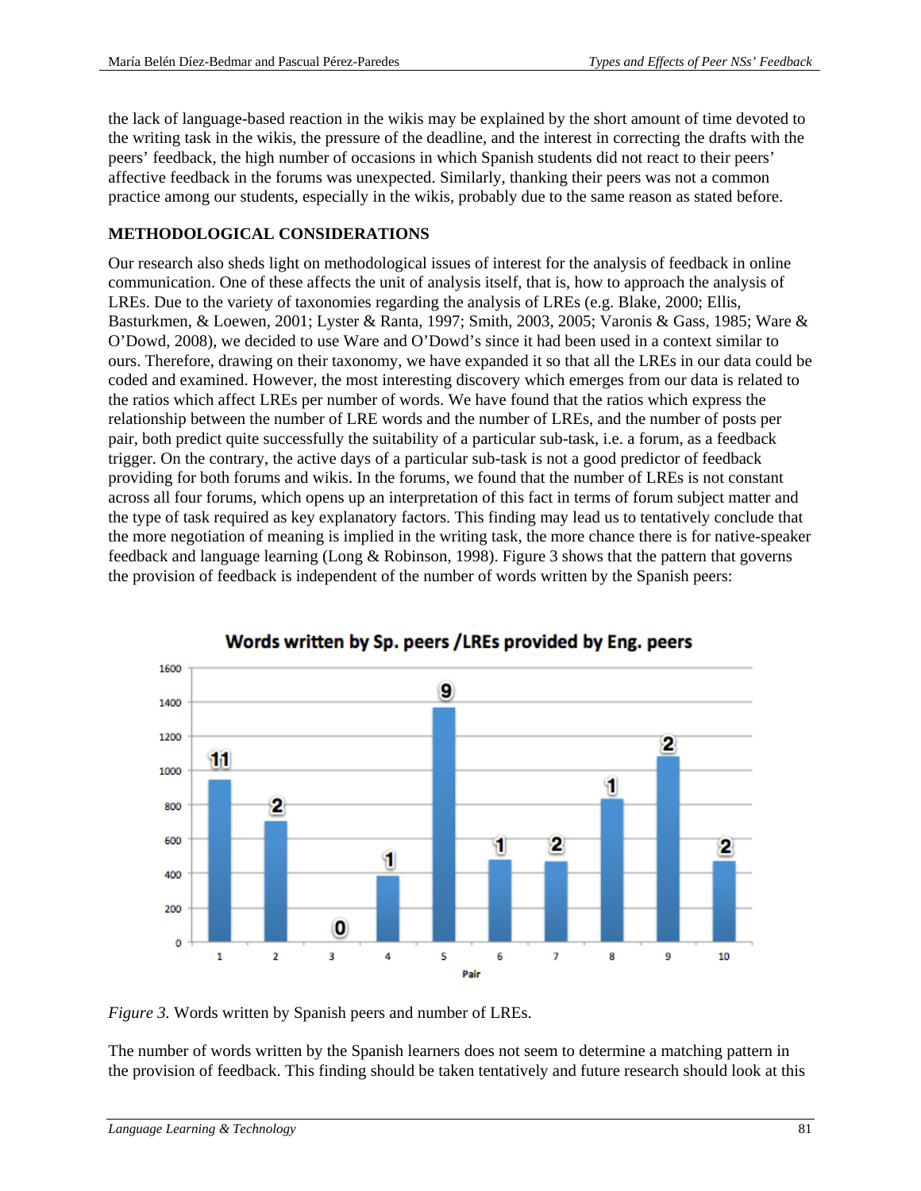the lack of language-based reaction in the wikis may be explained by the short amount of time devoted to the writing task in the wikis, the pressure of the deadline, and the interest in correcting the drafts with the peers' feedback, the high number of occasions in which Spanish students did not react to their peers' affective feedback in the forums was unexpected. Similarly, thanking their peers was not a common practice among our students, especially in the wikis, probably due to the same reason as stated before.

## METHODOLOGICAL CONSIDERATIONS

Our research also sheds light on methodological issues of interest for the analysis of feedback in online communication. One of these affects the unit of analysis itself, that is, how to approach the analysis of LREs. Due to the variety of taxonomies regarding the analysis of LREs (e.g. Blake, 2000; Ellis, Basturkmen, & Loewen, 2001; Lyster & Ranta, 1997; Smith, 2003, 2005; Varonis & Gass, 1985; Ware & O'Dowd, 2008), we decided to use Ware and O'Dowd's since it had been used in a context similar to ours. Therefore, drawing on their taxonomy, we have expanded it so that all the LREs in our data could be coded and examined. However, the most interesting discovery which emerges from our data is related to the ratios which affect LREs per number of words. We have found that the ratios which express the relationship between the number of LRE words and the number of LREs, and the number of posts per pair, both predict quite successfully the suitability of a particular sub-task, i.e. a forum, as a feedback trigger. On the contrary, the active days of a particular sub-task is not a good predictor of feedback providing for both forums and wikis. In the forums, we found that the number of LREs is not constant across all four forums, which opens up an interpretation of this fact in terms of forum subject matter and the type of task required as key explanatory factors. This finding may lead us to tentatively conclude that the more negotiation of meaning is implied in the writing task, the more chance there is for native-speaker feedback and language learning (Long & Robinson, 1998). Figure 3 shows that the pattern that governs the provision of feedback is independent of the number of words written by the Spanish peers:

*Figure 3.* Words written by Spanish peers and number of LREs.

The number of words written by the Spanish learners does not seem to determine a matching pattern in the provision of feedback. This finding should be taken tentatively and future research should look at this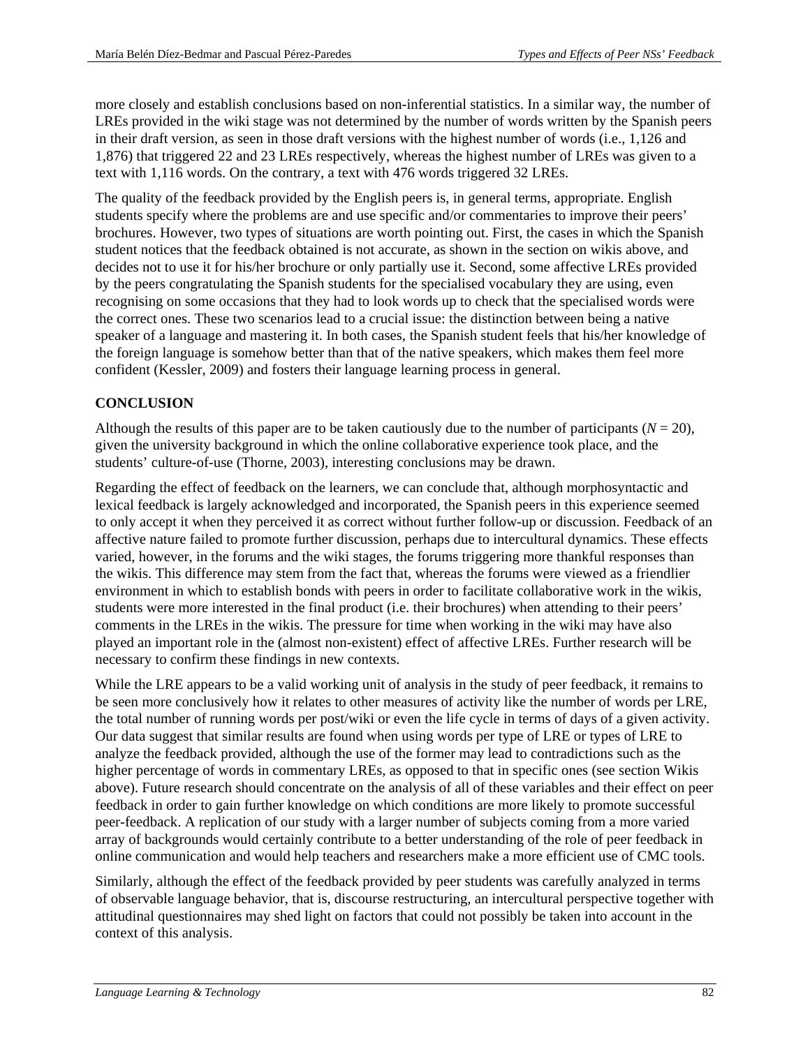more closely and establish conclusions based on non-inferential statistics. In a similar way, the number of LREs provided in the wiki stage was not determined by the number of words written by the Spanish peers in their draft version, as seen in those draft versions with the highest number of words (i.e., 1,126 and 1,876) that triggered 22 and 23 LREs respectively, whereas the highest number of LREs was given to a text with 1,116 words. On the contrary, a text with 476 words triggered 32 LREs.

The quality of the feedback provided by the English peers is, in general terms, appropriate. English students specify where the problems are and use specific and/or commentaries to improve their peers' brochures. However, two types of situations are worth pointing out. First, the cases in which the Spanish student notices that the feedback obtained is not accurate, as shown in the section on wikis above, and decides not to use it for his/her brochure or only partially use it. Second, some affective LREs provided by the peers congratulating the Spanish students for the specialised vocabulary they are using, even recognising on some occasions that they had to look words up to check that the specialised words were the correct ones. These two scenarios lead to a crucial issue: the distinction between being a native speaker of a language and mastering it. In both cases, the Spanish student feels that his/her knowledge of the foreign language is somehow better than that of the native speakers, which makes them feel more confident (Kessler, 2009) and fosters their language learning process in general.

## CONCLUSION

Although the results of this paper are to be taken cautiously due to the number of participants ($N = 20$), given the university background in which the online collaborative experience took place, and the students' culture-of-use (Thorne, 2003), interesting conclusions may be drawn.

Regarding the effect of feedback on the learners, we can conclude that, although morphosyntactic and lexical feedback is largely acknowledged and incorporated, the Spanish peers in this experience seemed to only accept it when they perceived it as correct without further follow-up or discussion. Feedback of an affective nature failed to promote further discussion, perhaps due to intercultural dynamics. These effects varied, however, in the forums and the wiki stages, the forums triggering more thankful responses than the wikis. This difference may stem from the fact that, whereas the forums were viewed as a friendlier environment in which to establish bonds with peers in order to facilitate collaborative work in the wikis, students were more interested in the final product (i.e. their brochures) when attending to their peers' comments in the LREs in the wikis. The pressure for time when working in the wiki may have also played an important role in the (almost non-existent) effect of affective LREs. Further research will be necessary to confirm these findings in new contexts.

While the LRE appears to be a valid working unit of analysis in the study of peer feedback, it remains to be seen more conclusively how it relates to other measures of activity like the number of words per LRE, the total number of running words per post/wiki or even the life cycle in terms of days of a given activity. Our data suggest that similar results are found when using words per type of LRE or types of LRE to analyze the feedback provided, although the use of the former may lead to contradictions such as the higher percentage of words in commentary LREs, as opposed to that in specific ones (see section Wikis above). Future research should concentrate on the analysis of all of these variables and their effect on peer feedback in order to gain further knowledge on which conditions are more likely to promote successful peer-feedback. A replication of our study with a larger number of subjects coming from a more varied array of backgrounds would certainly contribute to a better understanding of the role of peer feedback in online communication and would help teachers and researchers make a more efficient use of CMC tools.

Similarly, although the effect of the feedback provided by peer students was carefully analyzed in terms of observable language behavior, that is, discourse restructuring, an intercultural perspective together with attitudinal questionnaires may shed light on factors that could not possibly be taken into account in the context of this analysis.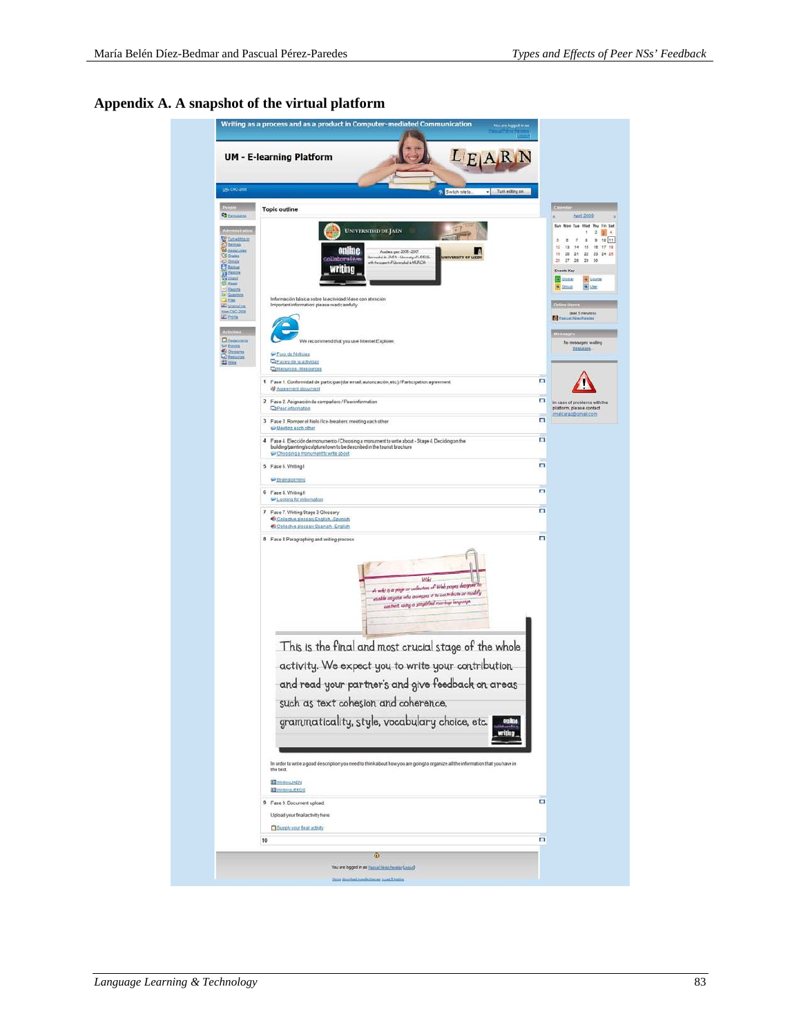## Appendix A. A snapshot of the virtual platform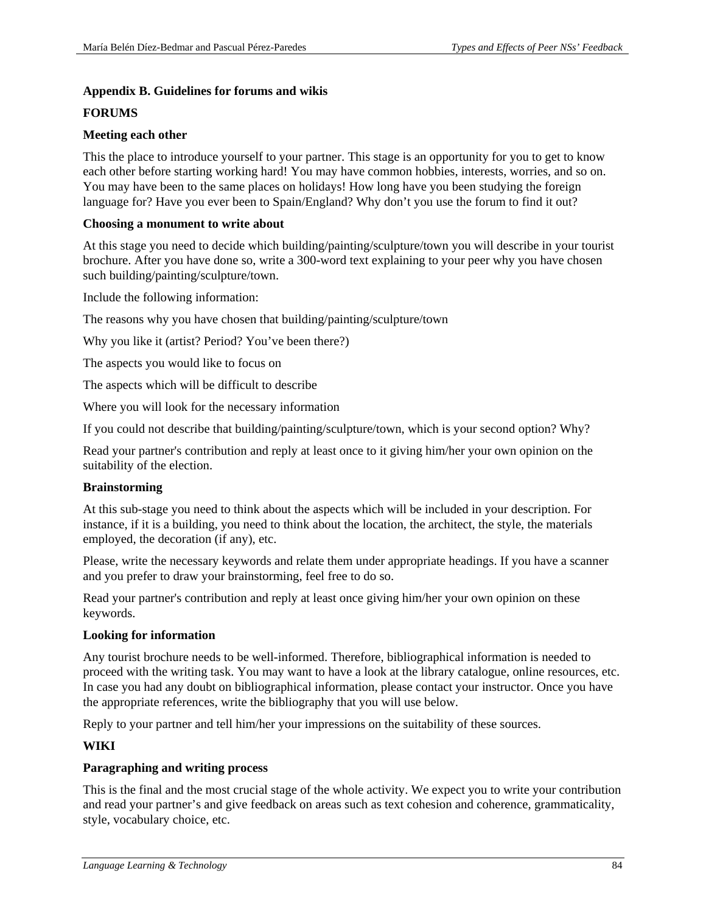## Appendix B. Guidelines for forums and wikis

### FORUMS

**Meeting each other**

This the place to introduce yourself to your partner. This stage is an opportunity for you to get to know each other before starting working hard! You may have common hobbies, interests, worries, and so on. You may have been to the same places on holidays! How long have you been studying the foreign language for? Have you ever been to Spain/England? Why don't you use the forum to find it out?

**Choosing a monument to write about**

At this stage you need to decide which building/painting/sculpture/town you will describe in your tourist brochure. After you have done so, write a 300-word text explaining to your peer why you have chosen such building/painting/sculpture/town.

Include the following information:

The reasons why you have chosen that building/painting/sculpture/town

Why you like it (artist? Period? You've been there?)

The aspects you would like to focus on

The aspects which will be difficult to describe

Where you will look for the necessary information

If you could not describe that building/painting/sculpture/town, which is your second option? Why?

Read your partner's contribution and reply at least once to it giving him/her your own opinion on the suitability of the election.

**Brainstorming**

At this sub-stage you need to think about the aspects which will be included in your description. For instance, if it is a building, you need to think about the location, the architect, the style, the materials employed, the decoration (if any), etc.

Please, write the necessary keywords and relate them under appropriate headings. If you have a scanner and you prefer to draw your brainstorming, feel free to do so.

Read your partner's contribution and reply at least once giving him/her your own opinion on these keywords.

**Looking for information**

Any tourist brochure needs to be well-informed. Therefore, bibliographical information is needed to proceed with the writing task. You may want to have a look at the library catalogue, online resources, etc. In case you had any doubt on bibliographical information, please contact your instructor. Once you have the appropriate references, write the bibliography that you will use below.

Reply to your partner and tell him/her your impressions on the suitability of these sources.

### WIKI

**Paragraphing and writing process**

This is the final and the most crucial stage of the whole activity. We expect you to write your contribution and read your partner's and give feedback on areas such as text cohesion and coherence, grammaticality, style, vocabulary choice, etc.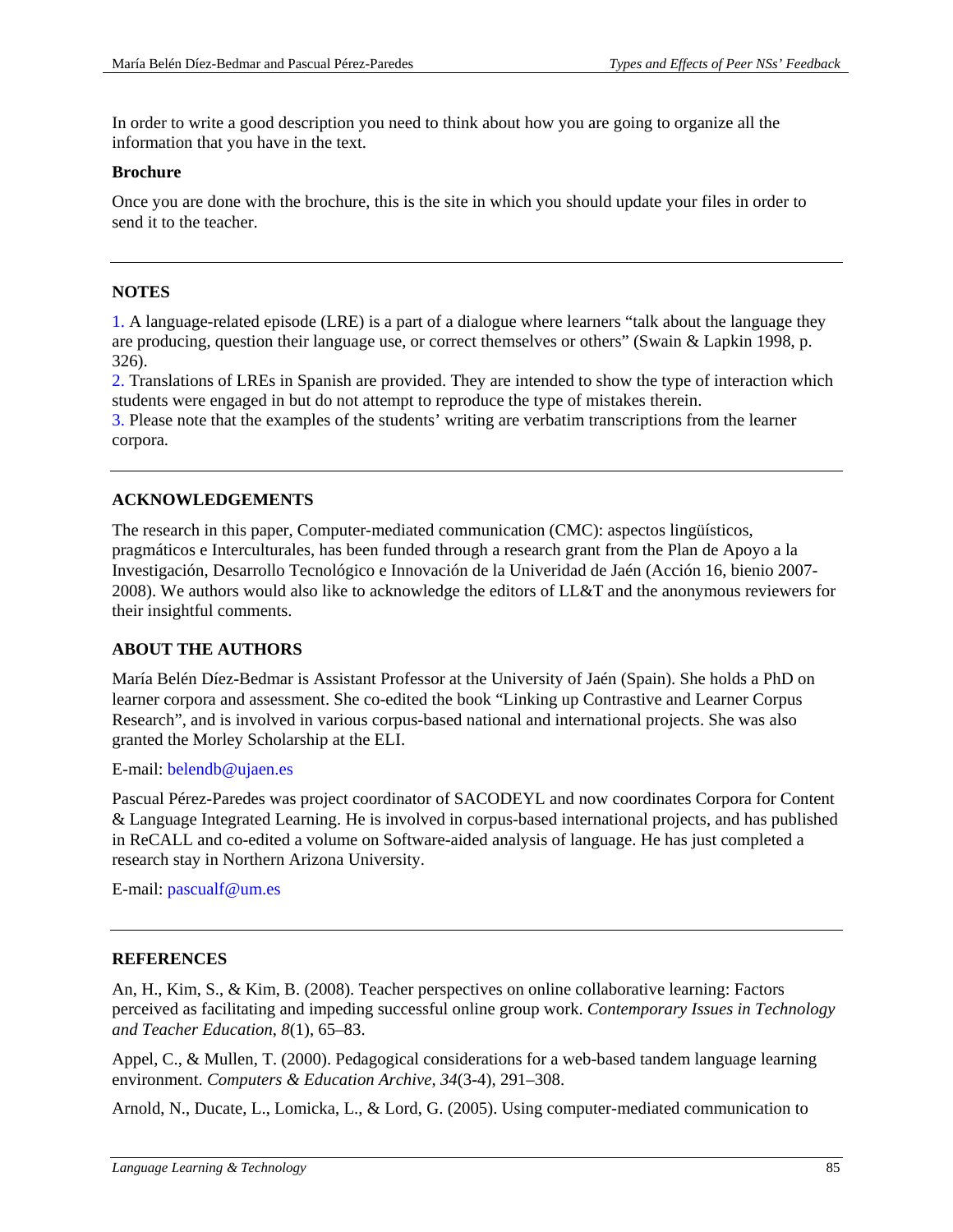In order to write a good description you need to think about how you are going to organize all the information that you have in the text.

**Brochure**

Once you are done with the brochure, this is the site in which you should update your files in order to send it to the teacher.

---

## NOTES

1. A language-related episode (LRE) is a part of a dialogue where learners "talk about the language they are producing, question their language use, or correct themselves or others" (Swain & Lapkin 1998, p. 326).
2. Translations of LREs in Spanish are provided. They are intended to show the type of interaction which students were engaged in but do not attempt to reproduce the type of mistakes therein.
3. Please note that the examples of the students' writing are verbatim transcriptions from the learner corpora.

---

## ACKNOWLEDGEMENTS

The research in this paper, Computer-mediated communication (CMC): aspectos lingüísticos, pragmáticos e Interculturales, has been funded through a research grant from the Plan de Apoyo a la Investigación, Desarrollo Tecnológico e Innovación de la Univeridad de Jaén (Acción 16, bienio 2007-2008). We authors would also like to acknowledge the editors of LL&T and the anonymous reviewers for their insightful comments.

## ABOUT THE AUTHORS

María Belén Díez-Bedmar is Assistant Professor at the University of Jaén (Spain). She holds a PhD on learner corpora and assessment. She co-edited the book "Linking up Contrastive and Learner Corpus Research", and is involved in various corpus-based national and international projects. She was also granted the Morley Scholarship at the ELI.

E-mail: belendb@ujaen.es

Pascual Pérez-Paredes was project coordinator of SACODEYL and now coordinates Corpora for Content & Language Integrated Learning. He is involved in corpus-based international projects, and has published in ReCALL and co-edited a volume on Software-aided analysis of language. He has just completed a research stay in Northern Arizona University.

E-mail: pascualf@um.es

---

## REFERENCES

An, H., Kim, S., & Kim, B. (2008). Teacher perspectives on online collaborative learning: Factors perceived as facilitating and impeding successful online group work. *Contemporary Issues in Technology and Teacher Education*, *8*(1), 65–83.

Appel, C., & Mullen, T. (2000). Pedagogical considerations for a web-based tandem language learning environment. *Computers & Education Archive*, *34*(3-4), 291–308.

Arnold, N., Ducate, L., Lomicka, L., & Lord, G. (2005). Using computer-mediated communication to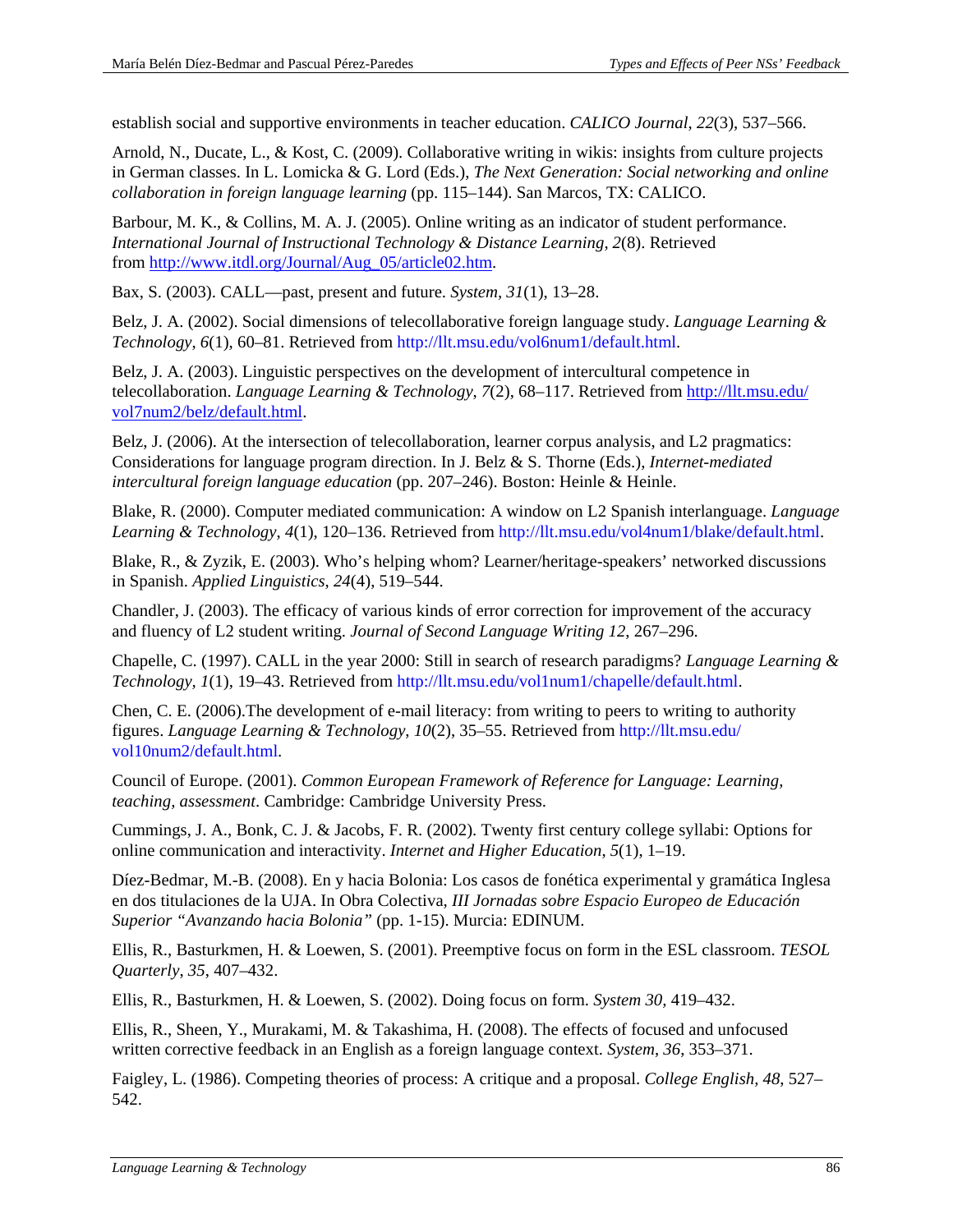establish social and supportive environments in teacher education. *CALICO Journal*, *22*(3), 537–566.

Arnold, N., Ducate, L., & Kost, C. (2009). Collaborative writing in wikis: insights from culture projects in German classes. In L. Lomicka & G. Lord (Eds.), *The Next Generation: Social networking and online collaboration in foreign language learning* (pp. 115–144). San Marcos, TX: CALICO.

Barbour, M. K., & Collins, M. A. J. (2005). Online writing as an indicator of student performance. *International Journal of Instructional Technology & Distance Learning*, *2*(8). Retrieved from http://www.itdl.org/Journal/Aug_05/article02.htm.

Bax, S. (2003). CALL—past, present and future. *System*, *31*(1), 13–28.

Belz, J. A. (2002). Social dimensions of telecollaborative foreign language study. *Language Learning & Technology*, *6*(1), 60–81. Retrieved from http://llt.msu.edu/vol6num1/default.html.

Belz, J. A. (2003). Linguistic perspectives on the development of intercultural competence in telecollaboration. *Language Learning & Technology*, *7*(2), 68–117. Retrieved from http://llt.msu.edu/vol7num2/belz/default.html.

Belz, J. (2006). At the intersection of telecollaboration, learner corpus analysis, and L2 pragmatics: Considerations for language program direction. In J. Belz & S. Thorne (Eds.), *Internet-mediated intercultural foreign language education* (pp. 207–246). Boston: Heinle & Heinle.

Blake, R. (2000). Computer mediated communication: A window on L2 Spanish interlanguage. *Language Learning & Technology*, *4*(1), 120–136. Retrieved from http://llt.msu.edu/vol4num1/blake/default.html.

Blake, R., & Zyzik, E. (2003). Who's helping whom? Learner/heritage-speakers' networked discussions in Spanish. *Applied Linguistics*, *24*(4), 519–544.

Chandler, J. (2003). The efficacy of various kinds of error correction for improvement of the accuracy and fluency of L2 student writing. *Journal of Second Language Writing 12*, 267–296.

Chapelle, C. (1997). CALL in the year 2000: Still in search of research paradigms? *Language Learning & Technology*, *1*(1), 19–43. Retrieved from http://llt.msu.edu/vol1num1/chapelle/default.html.

Chen, C. E. (2006).The development of e-mail literacy: from writing to peers to writing to authority figures. *Language Learning & Technology*, *10*(2), 35–55. Retrieved from http://llt.msu.edu/vol10num2/default.html.

Council of Europe. (2001). *Common European Framework of Reference for Language: Learning, teaching, assessment*. Cambridge: Cambridge University Press.

Cummings, J. A., Bonk, C. J. & Jacobs, F. R. (2002). Twenty first century college syllabi: Options for online communication and interactivity. *Internet and Higher Education*, *5*(1), 1–19.

Díez-Bedmar, M.-B. (2008). En y hacia Bolonia: Los casos de fonética experimental y gramática Inglesa en dos titulaciones de la UJA. In Obra Colectiva, *III Jornadas sobre Espacio Europeo de Educación Superior "Avanzando hacia Bolonia"* (pp. 1-15). Murcia: EDINUM.

Ellis, R., Basturkmen, H. & Loewen, S. (2001). Preemptive focus on form in the ESL classroom. *TESOL Quarterly*, *35*, 407–432.

Ellis, R., Basturkmen, H. & Loewen, S. (2002). Doing focus on form. *System 30*, 419–432.

Ellis, R., Sheen, Y., Murakami, M. & Takashima, H. (2008). The effects of focused and unfocused written corrective feedback in an English as a foreign language context. *System*, *36*, 353–371.

Faigley, L. (1986). Competing theories of process: A critique and a proposal. *College English*, *48*, 527–542.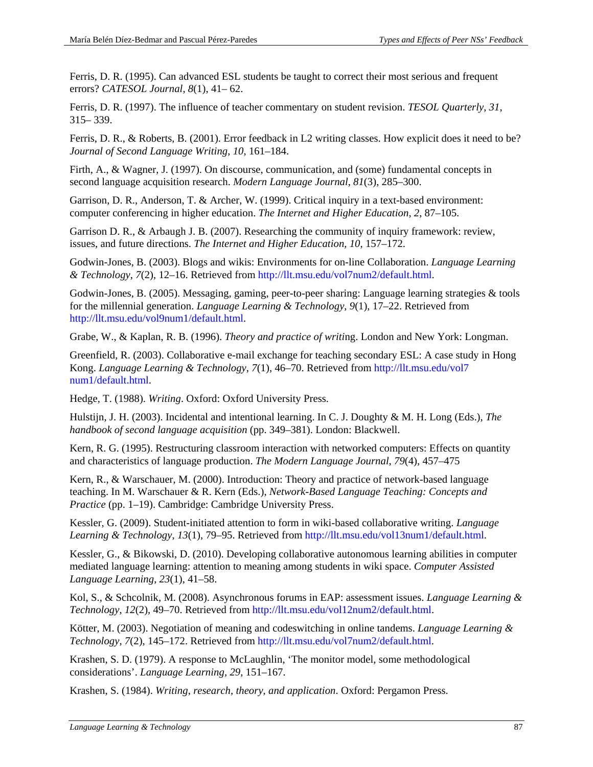Ferris, D. R. (1995). Can advanced ESL students be taught to correct their most serious and frequent errors? *CATESOL Journal*, *8*(1), 41– 62.

Ferris, D. R. (1997). The influence of teacher commentary on student revision. *TESOL Quarterly*, *31*, 315– 339.

Ferris, D. R., & Roberts, B. (2001). Error feedback in L2 writing classes. How explicit does it need to be? *Journal of Second Language Writing*, *10*, 161–184.

Firth, A., & Wagner, J. (1997). On discourse, communication, and (some) fundamental concepts in second language acquisition research. *Modern Language Journal*, *81*(3), 285–300.

Garrison, D. R., Anderson, T. & Archer, W. (1999). Critical inquiry in a text-based environment: computer conferencing in higher education. *The Internet and Higher Education*, *2*, 87–105.

Garrison D. R., & Arbaugh J. B. (2007). Researching the community of inquiry framework: review, issues, and future directions. *The Internet and Higher Education*, *10*, 157–172.

Godwin-Jones, B. (2003). Blogs and wikis: Environments for on-line Collaboration. *Language Learning & Technology*, *7*(2), 12–16. Retrieved from http://llt.msu.edu/vol7num2/default.html.

Godwin-Jones, B. (2005). Messaging, gaming, peer-to-peer sharing: Language learning strategies & tools for the millennial generation. *Language Learning & Technology*, *9*(1), 17–22. Retrieved from http://llt.msu.edu/vol9num1/default.html.

Grabe, W., & Kaplan, R. B. (1996). *Theory and practice of writi*ng. London and New York: Longman.

Greenfield, R. (2003). Collaborative e-mail exchange for teaching secondary ESL: A case study in Hong Kong. *Language Learning & Technology*, *7*(1), 46–70. Retrieved from http://llt.msu.edu/vol7num1/default.html.

Hedge, T. (1988). *Writing*. Oxford: Oxford University Press.

Hulstijn, J. H. (2003). Incidental and intentional learning. In C. J. Doughty & M. H. Long (Eds.), *The handbook of second language acquisition* (pp. 349–381). London: Blackwell.

Kern, R. G. (1995). Restructuring classroom interaction with networked computers: Effects on quantity and characteristics of language production. *The Modern Language Journal*, *79*(4), 457–475

Kern, R., & Warschauer, M. (2000). Introduction: Theory and practice of network-based language teaching. In M. Warschauer & R. Kern (Eds.), *Network-Based Language Teaching: Concepts and Practice* (pp. 1–19). Cambridge: Cambridge University Press.

Kessler, G. (2009). Student-initiated attention to form in wiki-based collaborative writing. *Language Learning & Technology*, *13*(1), 79–95. Retrieved from http://llt.msu.edu/vol13num1/default.html.

Kessler, G., & Bikowski, D. (2010). Developing collaborative autonomous learning abilities in computer mediated language learning: attention to meaning among students in wiki space. *Computer Assisted Language Learning*, *23*(1), 41–58.

Kol, S., & Schcolnik, M. (2008). Asynchronous forums in EAP: assessment issues. *Language Learning & Technology*, *12*(2), 49–70. Retrieved from http://llt.msu.edu/vol12num2/default.html.

Kötter, M. (2003). Negotiation of meaning and codeswitching in online tandems. *Language Learning & Technology*, *7*(2), 145–172. Retrieved from http://llt.msu.edu/vol7num2/default.html.

Krashen, S. D. (1979). A response to McLaughlin, 'The monitor model, some methodological considerations'. *Language Learning*, *29*, 151–167.

Krashen, S. (1984). *Writing, research, theory, and application*. Oxford: Pergamon Press.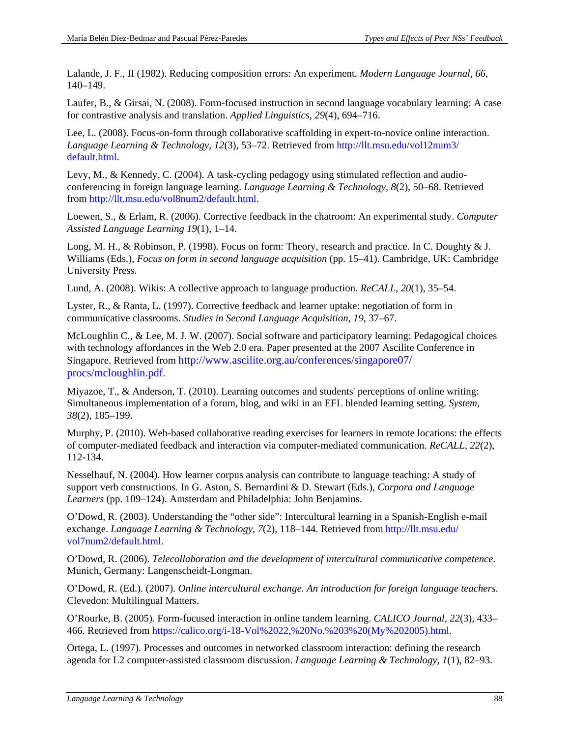Lalande, J. F., II (1982). Reducing composition errors: An experiment. *Modern Language Journal*, *66*, 140–149.

Laufer, B., & Girsai, N. (2008). Form-focused instruction in second language vocabulary learning: A case for contrastive analysis and translation. *Applied Linguistics*, *29*(4), 694–716.

Lee, L. (2008). Focus-on-form through collaborative scaffolding in expert-to-novice online interaction. *Language Learning & Technology*, *12*(3), 53–72. Retrieved from http://llt.msu.edu/vol12num3/default.html.

Levy, M., & Kennedy, C. (2004). A task-cycling pedagogy using stimulated reflection and audio-conferencing in foreign language learning. *Language Learning & Technology, 8*(2), 50–68. Retrieved from http://llt.msu.edu/vol8num2/default.html.

Loewen, S., & Erlam, R. (2006). Corrective feedback in the chatroom: An experimental study. *Computer Assisted Language Learning 19*(1), 1–14.

Long, M. H., & Robinson, P. (1998). Focus on form: Theory, research and practice. In C. Doughty & J. Williams (Eds.), *Focus on form in second language acquisition* (pp. 15–41). Cambridge, UK: Cambridge University Press.

Lund, A. (2008). Wikis: A collective approach to language production. *ReCALL*, *20*(1), 35–54.

Lyster, R., & Ranta, L. (1997). Corrective feedback and learner uptake: negotiation of form in communicative classrooms. *Studies in Second Language Acquisition*, *19*, 37–67.

McLoughlin C., & Lee, M. J. W. (2007). Social software and participatory learning: Pedagogical choices with technology affordances in the Web 2.0 era. Paper presented at the 2007 Ascilite Conference in Singapore. Retrieved from http://www.ascilite.org.au/conferences/singapore07/procs/mcloughlin.pdf.

Miyazoe, T., & Anderson, T. (2010). Learning outcomes and students' perceptions of online writing: Simultaneous implementation of a forum, blog, and wiki in an EFL blended learning setting. *System*, *38*(2), 185–199.

Murphy, P. (2010). Web-based collaborative reading exercises for learners in remote locations: the effects of computer-mediated feedback and interaction via computer-mediated communication. *ReCALL*, *22*(2), 112-134.

Nesselhauf, N. (2004). How learner corpus analysis can contribute to language teaching: A study of support verb constructions. In G. Aston, S. Bernardini & D. Stewart (Eds.), *Corpora and Language Learners* (pp. 109–124). Amsterdam and Philadelphia: John Benjamins.

O'Dowd, R. (2003). Understanding the "other side": Intercultural learning in a Spanish-English e-mail exchange. *Language Learning & Technology*, *7*(2), 118–144. Retrieved from http://llt.msu.edu/vol7num2/default.html.

O'Dowd, R. (2006). *Telecollaboration and the development of intercultural communicative competence*. Munich, Germany: Langenscheidt-Longman.

O'Dowd, R. (Ed.). (2007). *Online intercultural exchange. An introduction for foreign language teachers.* Clevedon: Multilingual Matters.

O'Rourke, B. (2005). Form-focused interaction in online tandem learning. *CALICO Journal*, *22*(3), 433–466. Retrieved from https://calico.org/i-18-Vol%2022,%20No.%203%20(My%202005).html.

Ortega, L. (1997). Processes and outcomes in networked classroom interaction: defining the research agenda for L2 computer-assisted classroom discussion. *Language Learning & Technology*, *1*(1), 82–93.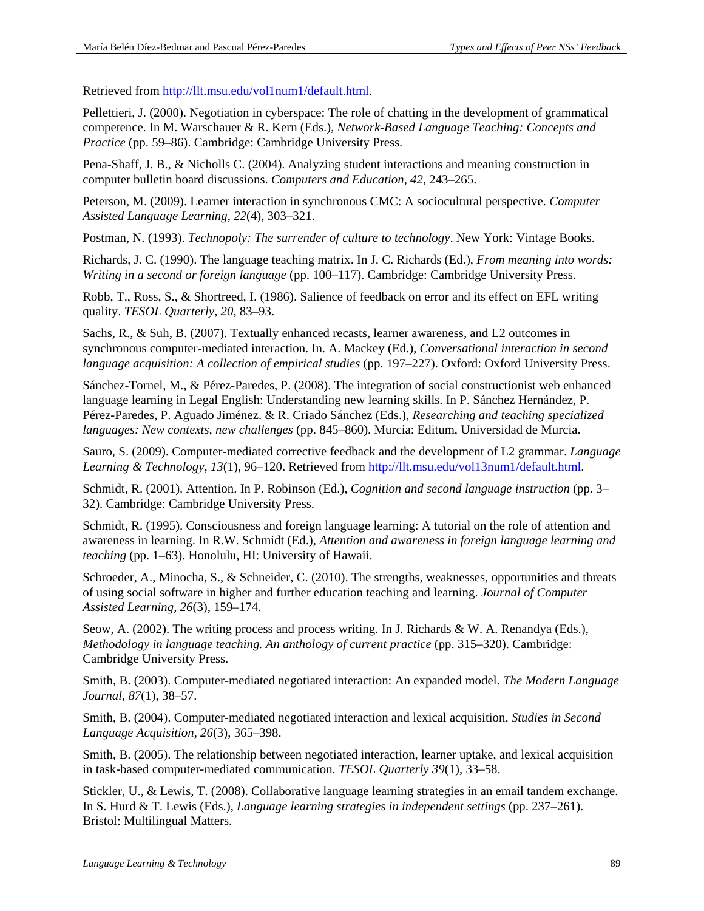Retrieved from http://llt.msu.edu/vol1num1/default.html.

Pellettieri, J. (2000). Negotiation in cyberspace: The role of chatting in the development of grammatical competence. In M. Warschauer & R. Kern (Eds.), *Network-Based Language Teaching: Concepts and Practice* (pp. 59–86). Cambridge: Cambridge University Press.

Pena-Shaff, J. B., & Nicholls C. (2004). Analyzing student interactions and meaning construction in computer bulletin board discussions. *Computers and Education, 42*, 243–265.

Peterson, M. (2009). Learner interaction in synchronous CMC: A sociocultural perspective. *Computer Assisted Language Learning, 22*(4), 303–321.

Postman, N. (1993). *Technopoly: The surrender of culture to technology*. New York: Vintage Books.

Richards, J. C. (1990). The language teaching matrix. In J. C. Richards (Ed.), *From meaning into words: Writing in a second or foreign language* (pp. 100–117). Cambridge: Cambridge University Press.

Robb, T., Ross, S., & Shortreed, I. (1986). Salience of feedback on error and its effect on EFL writing quality. *TESOL Quarterly, 20*, 83–93.

Sachs, R., & Suh, B. (2007). Textually enhanced recasts, learner awareness, and L2 outcomes in synchronous computer-mediated interaction. In. A. Mackey (Ed.), *Conversational interaction in second language acquisition: A collection of empirical studies* (pp. 197–227). Oxford: Oxford University Press.

Sánchez-Tornel, M., & Pérez-Paredes, P. (2008). The integration of social constructionist web enhanced language learning in Legal English: Understanding new learning skills. In P. Sánchez Hernández, P. Pérez-Paredes, P. Aguado Jiménez. & R. Criado Sánchez (Eds.), *Researching and teaching specialized languages: New contexts, new challenges* (pp. 845–860). Murcia: Editum, Universidad de Murcia.

Sauro, S. (2009). Computer-mediated corrective feedback and the development of L2 grammar. *Language Learning & Technology, 13*(1), 96–120. Retrieved from http://llt.msu.edu/vol13num1/default.html.

Schmidt, R. (2001). Attention. In P. Robinson (Ed.), *Cognition and second language instruction* (pp. 3–32). Cambridge: Cambridge University Press.

Schmidt, R. (1995). Consciousness and foreign language learning: A tutorial on the role of attention and awareness in learning. In R.W. Schmidt (Ed.), *Attention and awareness in foreign language learning and teaching* (pp. 1–63). Honolulu, HI: University of Hawaii.

Schroeder, A., Minocha, S., & Schneider, C. (2010). The strengths, weaknesses, opportunities and threats of using social software in higher and further education teaching and learning. *Journal of Computer Assisted Learning, 26*(3), 159–174.

Seow, A. (2002). The writing process and process writing. In J. Richards & W. A. Renandya (Eds.), *Methodology in language teaching. An anthology of current practice* (pp. 315–320). Cambridge: Cambridge University Press.

Smith, B. (2003). Computer-mediated negotiated interaction: An expanded model. *The Modern Language Journal, 87*(1), 38–57.

Smith, B. (2004). Computer-mediated negotiated interaction and lexical acquisition. *Studies in Second Language Acquisition, 26*(3), 365–398.

Smith, B. (2005). The relationship between negotiated interaction, learner uptake, and lexical acquisition in task-based computer-mediated communication. *TESOL Quarterly 39*(1), 33–58.

Stickler, U., & Lewis, T. (2008). Collaborative language learning strategies in an email tandem exchange. In S. Hurd & T. Lewis (Eds.), *Language learning strategies in independent settings* (pp. 237–261). Bristol: Multilingual Matters.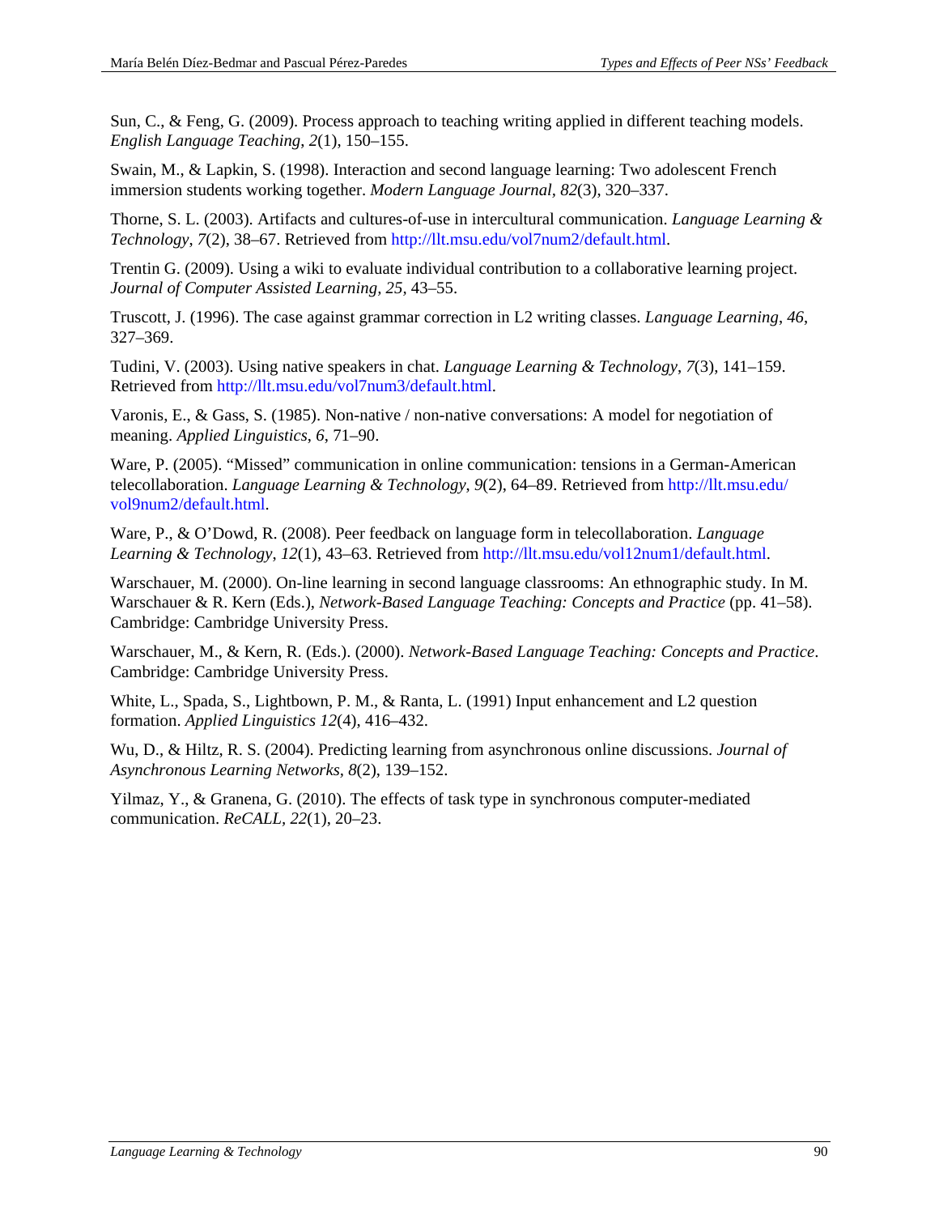Sun, C., & Feng, G. (2009). Process approach to teaching writing applied in different teaching models. *English Language Teaching*, *2*(1), 150–155.

Swain, M., & Lapkin, S. (1998). Interaction and second language learning: Two adolescent French immersion students working together. *Modern Language Journal*, *82*(3), 320–337.

Thorne, S. L. (2003). Artifacts and cultures-of-use in intercultural communication. *Language Learning & Technology*, *7*(2), 38–67. Retrieved from http://llt.msu.edu/vol7num2/default.html.

Trentin G. (2009). Using a wiki to evaluate individual contribution to a collaborative learning project. *Journal of Computer Assisted Learning, 25,* 43–55.

Truscott, J. (1996). The case against grammar correction in L2 writing classes. *Language Learning*, *46*, 327–369.

Tudini, V. (2003). Using native speakers in chat. *Language Learning & Technology*, *7*(3), 141–159. Retrieved from http://llt.msu.edu/vol7num3/default.html.

Varonis, E., & Gass, S. (1985). Non-native / non-native conversations: A model for negotiation of meaning. *Applied Linguistics*, *6*, 71–90.

Ware, P. (2005). "Missed" communication in online communication: tensions in a German-American telecollaboration. *Language Learning & Technology*, *9*(2), 64–89. Retrieved from http://llt.msu.edu/vol9num2/default.html.

Ware, P., & O'Dowd, R. (2008). Peer feedback on language form in telecollaboration. *Language Learning & Technology*, *12*(1), 43–63. Retrieved from http://llt.msu.edu/vol12num1/default.html.

Warschauer, M. (2000). On-line learning in second language classrooms: An ethnographic study. In M. Warschauer & R. Kern (Eds.), *Network-Based Language Teaching: Concepts and Practice* (pp. 41–58). Cambridge: Cambridge University Press.

Warschauer, M., & Kern, R. (Eds.). (2000). *Network-Based Language Teaching: Concepts and Practice*. Cambridge: Cambridge University Press.

White, L., Spada, S., Lightbown, P. M., & Ranta, L. (1991) Input enhancement and L2 question formation. *Applied Linguistics 12*(4), 416–432.

Wu, D., & Hiltz, R. S. (2004). Predicting learning from asynchronous online discussions. *Journal of Asynchronous Learning Networks*, *8*(2), 139–152.

Yilmaz, Y., & Granena, G. (2010). The effects of task type in synchronous computer-mediated communication. *ReCALL, 22*(1), 20–23.